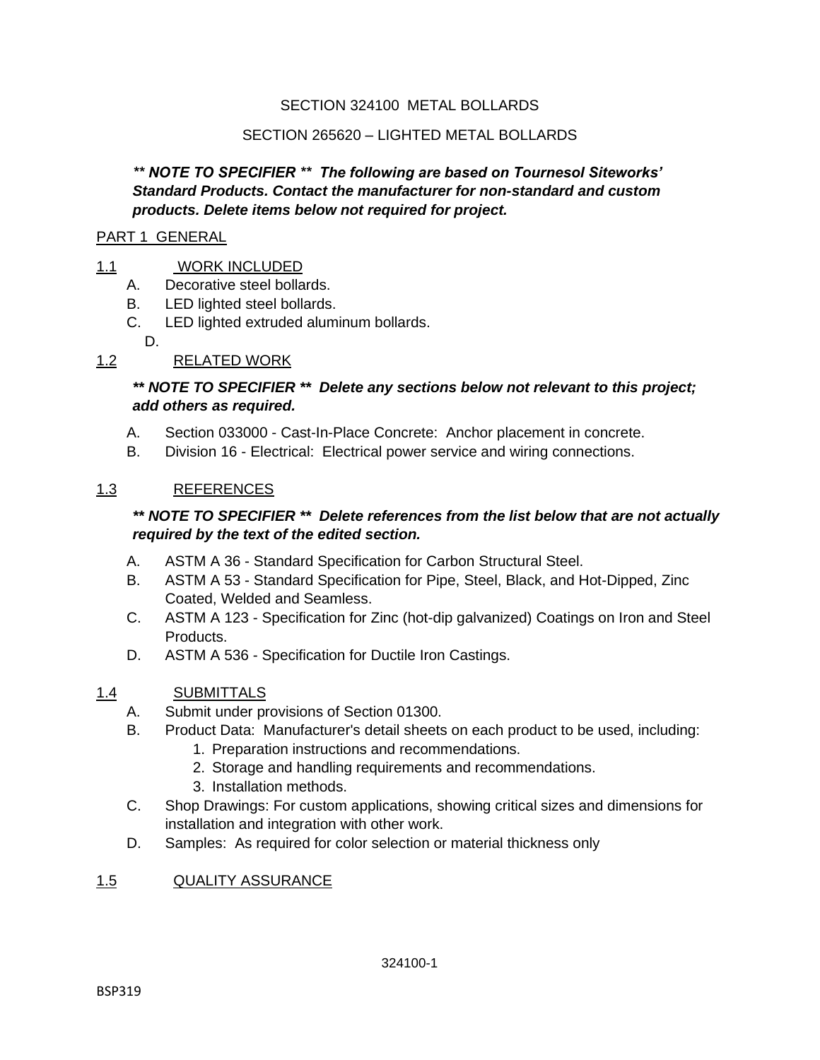SECTION 324100 METAL BOLLARDS

SECTION 265620 – LIGHTED METAL BOLLARDS

***\*\* NOTE TO SPECIFIER \*\* The following are based on Tournesol Siteworks' Standard Products. Contact the manufacturer for non-standard and custom products. Delete items below not required for project.***

PART 1 GENERAL

1.1 WORK INCLUDED

A. Decorative steel bollards.
B. LED lighted steel bollards.
C. LED lighted extruded aluminum bollards.
D.

1.2 RELATED WORK

***\*\* NOTE TO SPECIFIER \*\* Delete any sections below not relevant to this project; add others as required.***

A. Section 033000 - Cast-In-Place Concrete: Anchor placement in concrete.
B. Division 16 - Electrical: Electrical power service and wiring connections.

1.3 REFERENCES

***\*\* NOTE TO SPECIFIER \*\* Delete references from the list below that are not actually required by the text of the edited section.***

A. ASTM A 36 - Standard Specification for Carbon Structural Steel.
B. ASTM A 53 - Standard Specification for Pipe, Steel, Black, and Hot-Dipped, Zinc Coated, Welded and Seamless.
C. ASTM A 123 - Specification for Zinc (hot-dip galvanized) Coatings on Iron and Steel Products.
D. ASTM A 536 - Specification for Ductile Iron Castings.

1.4 SUBMITTALS

A. Submit under provisions of Section 01300.
B. Product Data: Manufacturer's detail sheets on each product to be used, including:
   1. Preparation instructions and recommendations.
   2. Storage and handling requirements and recommendations.
   3. Installation methods.
C. Shop Drawings: For custom applications, showing critical sizes and dimensions for installation and integration with other work.
D. Samples: As required for color selection or material thickness only

1.5 QUALITY ASSURANCE

BSP319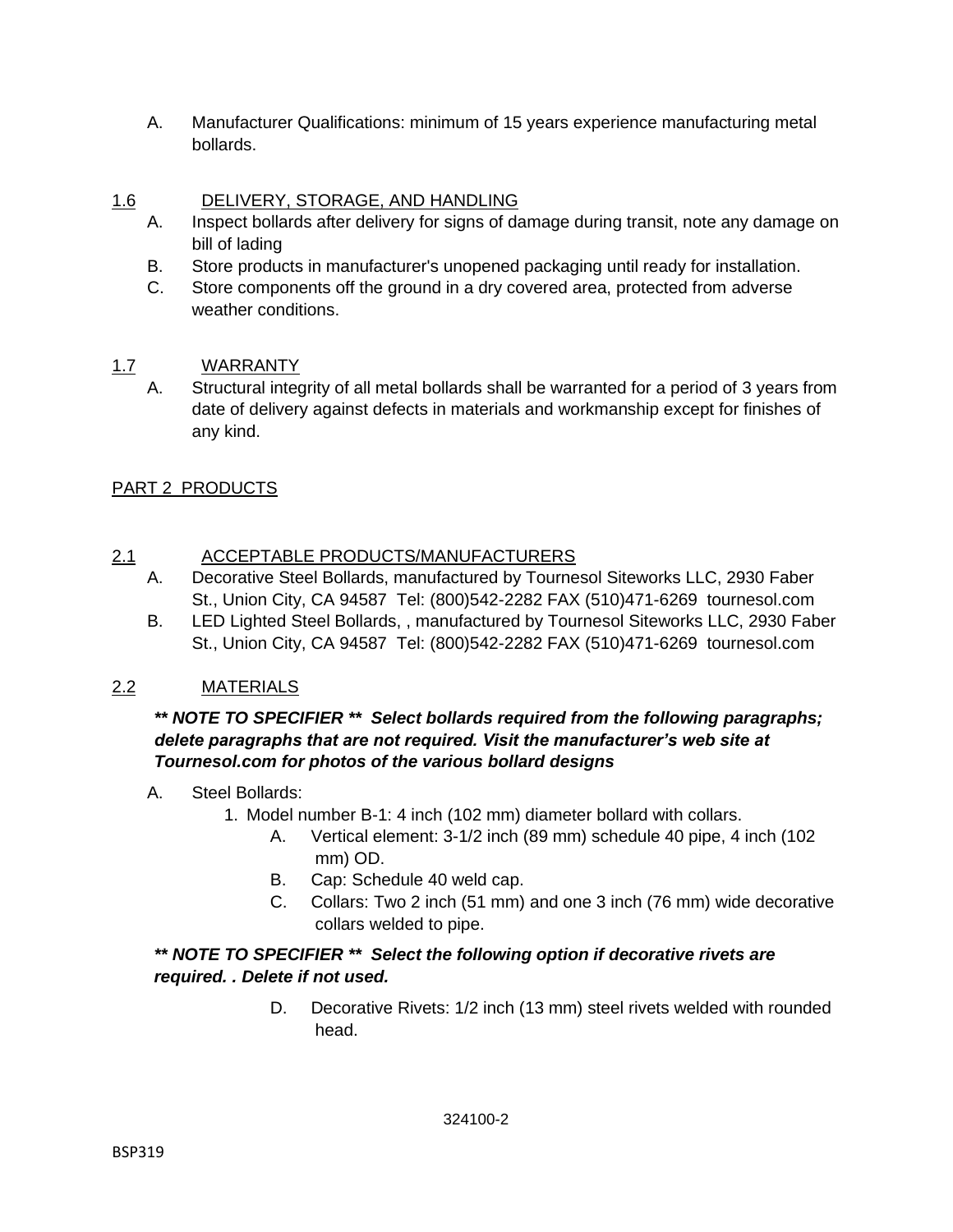A. Manufacturer Qualifications: minimum of 15 years experience manufacturing metal bollards.

## 1.6 DELIVERY, STORAGE, AND HANDLING

A. Inspect bollards after delivery for signs of damage during transit, note any damage on bill of lading

B. Store products in manufacturer's unopened packaging until ready for installation.

C. Store components off the ground in a dry covered area, protected from adverse weather conditions.

## 1.7 WARRANTY

A. Structural integrity of all metal bollards shall be warranted for a period of 3 years from date of delivery against defects in materials and workmanship except for finishes of any kind.

# PART 2 PRODUCTS

## 2.1 ACCEPTABLE PRODUCTS/MANUFACTURERS

A. Decorative Steel Bollards, manufactured by Tournesol Siteworks LLC, 2930 Faber St., Union City, CA 94587 Tel: (800)542-2282 FAX (510)471-6269 tournesol.com

B. LED Lighted Steel Bollards, , manufactured by Tournesol Siteworks LLC, 2930 Faber St., Union City, CA 94587 Tel: (800)542-2282 FAX (510)471-6269 tournesol.com

## 2.2 MATERIALS

***** NOTE TO SPECIFIER ** Select bollards required from the following paragraphs; delete paragraphs that are not required. Visit the manufacturer's web site at Tournesol.com for photos of the various bollard designs***

A. Steel Bollards:

1. Model number B-1: 4 inch (102 mm) diameter bollard with collars.
   - A. Vertical element: 3-1/2 inch (89 mm) schedule 40 pipe, 4 inch (102 mm) OD.
   - B. Cap: Schedule 40 weld cap.
   - C. Collars: Two 2 inch (51 mm) and one 3 inch (76 mm) wide decorative collars welded to pipe.

***** NOTE TO SPECIFIER ** Select the following option if decorative rivets are required. . Delete if not used.***

   - D. Decorative Rivets: 1/2 inch (13 mm) steel rivets welded with rounded head.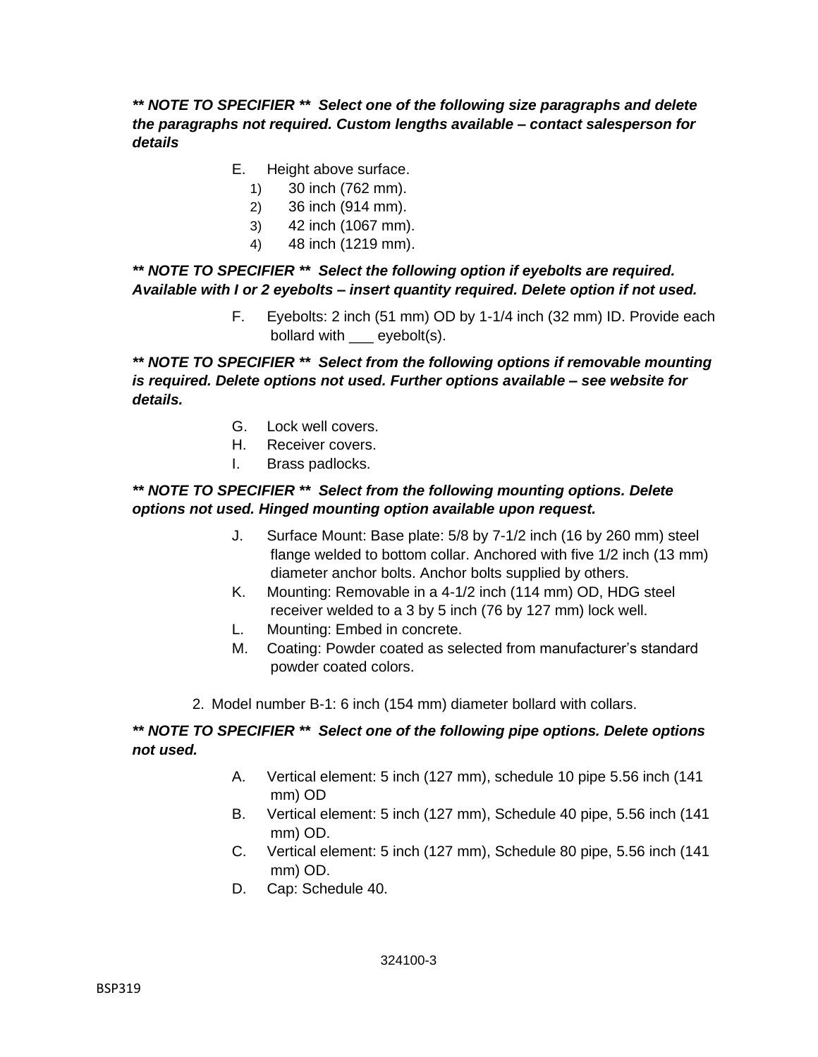***\*\* NOTE TO SPECIFIER \*\* Select one of the following size paragraphs and delete the paragraphs not required. Custom lengths available – contact salesperson for details***

E. Height above surface.
   1) 30 inch (762 mm).
   2) 36 inch (914 mm).
   3) 42 inch (1067 mm).
   4) 48 inch (1219 mm).

***\*\* NOTE TO SPECIFIER \*\* Select the following option if eyebolts are required. Available with I or 2 eyebolts – insert quantity required. Delete option if not used.***

F. Eyebolts: 2 inch (51 mm) OD by 1-1/4 inch (32 mm) ID. Provide each bollard with ___ eyebolt(s).

***\*\* NOTE TO SPECIFIER \*\* Select from the following options if removable mounting is required. Delete options not used. Further options available – see website for details.***

G. Lock well covers.
H. Receiver covers.
I. Brass padlocks.

***\*\* NOTE TO SPECIFIER \*\* Select from the following mounting options. Delete options not used. Hinged mounting option available upon request.***

J. Surface Mount: Base plate: 5/8 by 7-1/2 inch (16 by 260 mm) steel flange welded to bottom collar. Anchored with five 1/2 inch (13 mm) diameter anchor bolts. Anchor bolts supplied by others.
K. Mounting: Removable in a 4-1/2 inch (114 mm) OD, HDG steel receiver welded to a 3 by 5 inch (76 by 127 mm) lock well.
L. Mounting: Embed in concrete.
M. Coating: Powder coated as selected from manufacturer's standard powder coated colors.

2. Model number B-1: 6 inch (154 mm) diameter bollard with collars.

***\*\* NOTE TO SPECIFIER \*\* Select one of the following pipe options. Delete options not used.***

A. Vertical element: 5 inch (127 mm), schedule 10 pipe 5.56 inch (141 mm) OD
B. Vertical element: 5 inch (127 mm), Schedule 40 pipe, 5.56 inch (141 mm) OD.
C. Vertical element: 5 inch (127 mm), Schedule 80 pipe, 5.56 inch (141 mm) OD.
D. Cap: Schedule 40.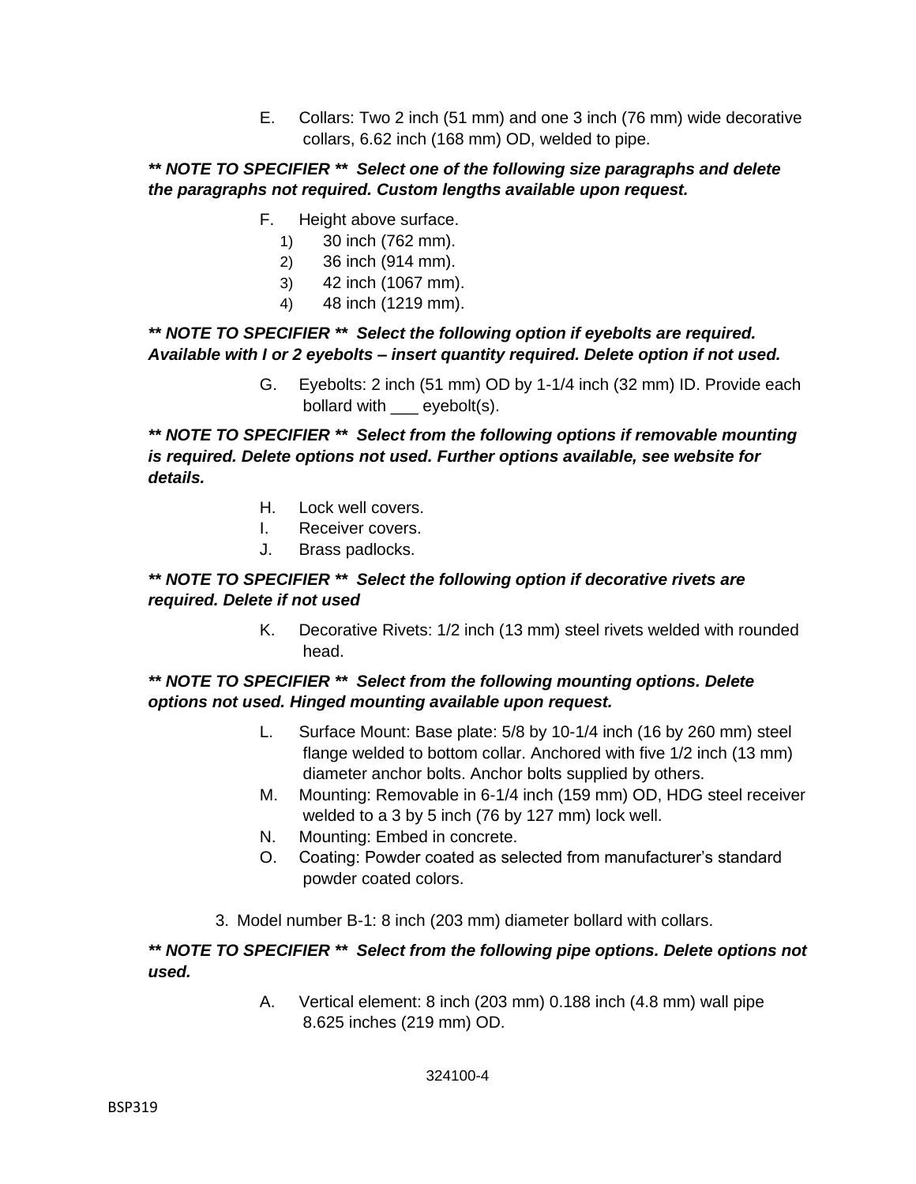E. Collars: Two 2 inch (51 mm) and one 3 inch (76 mm) wide decorative collars, 6.62 inch (168 mm) OD, welded to pipe.

***** NOTE TO SPECIFIER ** Select one of the following size paragraphs and delete the paragraphs not required. Custom lengths available upon request.***

F. Height above surface.

1) 30 inch (762 mm).
2) 36 inch (914 mm).
3) 42 inch (1067 mm).
4) 48 inch (1219 mm).

***** NOTE TO SPECIFIER ** Select the following option if eyebolts are required. Available with I or 2 eyebolts – insert quantity required. Delete option if not used.***

G. Eyebolts: 2 inch (51 mm) OD by 1-1/4 inch (32 mm) ID. Provide each bollard with ___ eyebolt(s).

***** NOTE TO SPECIFIER ** Select from the following options if removable mounting is required. Delete options not used. Further options available, see website for details.***

H. Lock well covers.
I. Receiver covers.
J. Brass padlocks.

***** NOTE TO SPECIFIER ** Select the following option if decorative rivets are required. Delete if not used***

K. Decorative Rivets: 1/2 inch (13 mm) steel rivets welded with rounded head.

***** NOTE TO SPECIFIER ** Select from the following mounting options. Delete options not used. Hinged mounting available upon request.***

L. Surface Mount: Base plate: 5/8 by 10-1/4 inch (16 by 260 mm) steel flange welded to bottom collar. Anchored with five 1/2 inch (13 mm) diameter anchor bolts. Anchor bolts supplied by others.
M. Mounting: Removable in 6-1/4 inch (159 mm) OD, HDG steel receiver welded to a 3 by 5 inch (76 by 127 mm) lock well.
N. Mounting: Embed in concrete.
O. Coating: Powder coated as selected from manufacturer's standard powder coated colors.

3. Model number B-1: 8 inch (203 mm) diameter bollard with collars.

***** NOTE TO SPECIFIER ** Select from the following pipe options. Delete options not used.***

A. Vertical element: 8 inch (203 mm) 0.188 inch (4.8 mm) wall pipe 8.625 inches (219 mm) OD.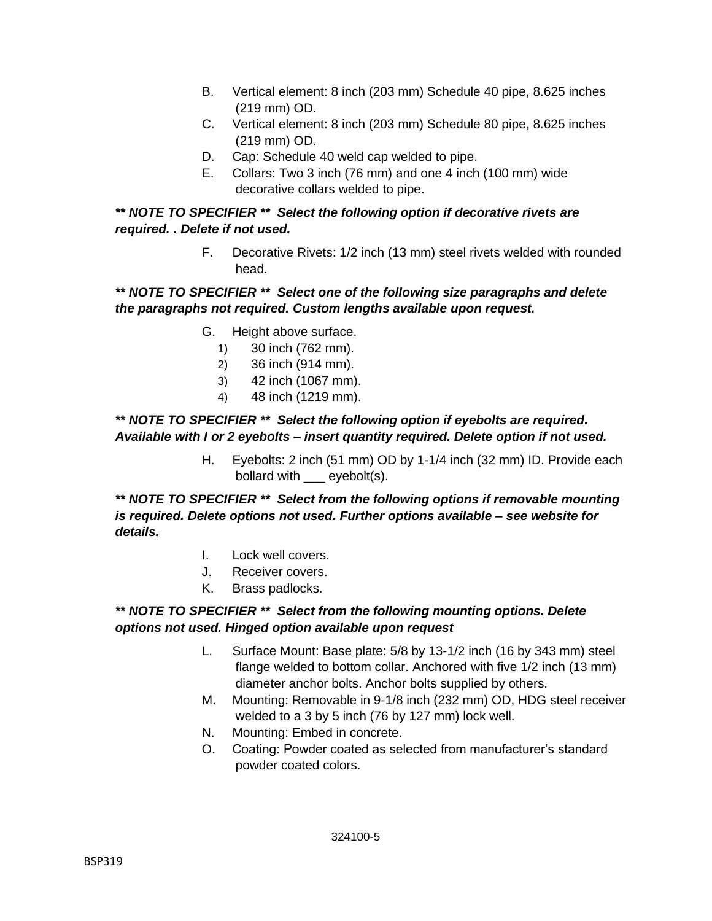B. Vertical element: 8 inch (203 mm) Schedule 40 pipe, 8.625 inches (219 mm) OD.

C. Vertical element: 8 inch (203 mm) Schedule 80 pipe, 8.625 inches (219 mm) OD.

D. Cap: Schedule 40 weld cap welded to pipe.

E. Collars: Two 3 inch (76 mm) and one 4 inch (100 mm) wide decorative collars welded to pipe.

***\*\* NOTE TO SPECIFIER \*\* Select the following option if decorative rivets are required. . Delete if not used.***

F. Decorative Rivets: 1/2 inch (13 mm) steel rivets welded with rounded head.

***\*\* NOTE TO SPECIFIER \*\* Select one of the following size paragraphs and delete the paragraphs not required. Custom lengths available upon request.***

G. Height above surface.
  1) 30 inch (762 mm).
  2) 36 inch (914 mm).
  3) 42 inch (1067 mm).
  4) 48 inch (1219 mm).

***\*\* NOTE TO SPECIFIER \*\* Select the following option if eyebolts are required. Available with I or 2 eyebolts – insert quantity required. Delete option if not used.***

H. Eyebolts: 2 inch (51 mm) OD by 1-1/4 inch (32 mm) ID. Provide each bollard with ___ eyebolt(s).

***\*\* NOTE TO SPECIFIER \*\* Select from the following options if removable mounting is required. Delete options not used. Further options available – see website for details.***

I. Lock well covers.

J. Receiver covers.

K. Brass padlocks.

***\*\* NOTE TO SPECIFIER \*\* Select from the following mounting options. Delete options not used. Hinged option available upon request***

L. Surface Mount: Base plate: 5/8 by 13-1/2 inch (16 by 343 mm) steel flange welded to bottom collar. Anchored with five 1/2 inch (13 mm) diameter anchor bolts. Anchor bolts supplied by others.

M. Mounting: Removable in 9-1/8 inch (232 mm) OD, HDG steel receiver welded to a 3 by 5 inch (76 by 127 mm) lock well.

N. Mounting: Embed in concrete.

O. Coating: Powder coated as selected from manufacturer's standard powder coated colors.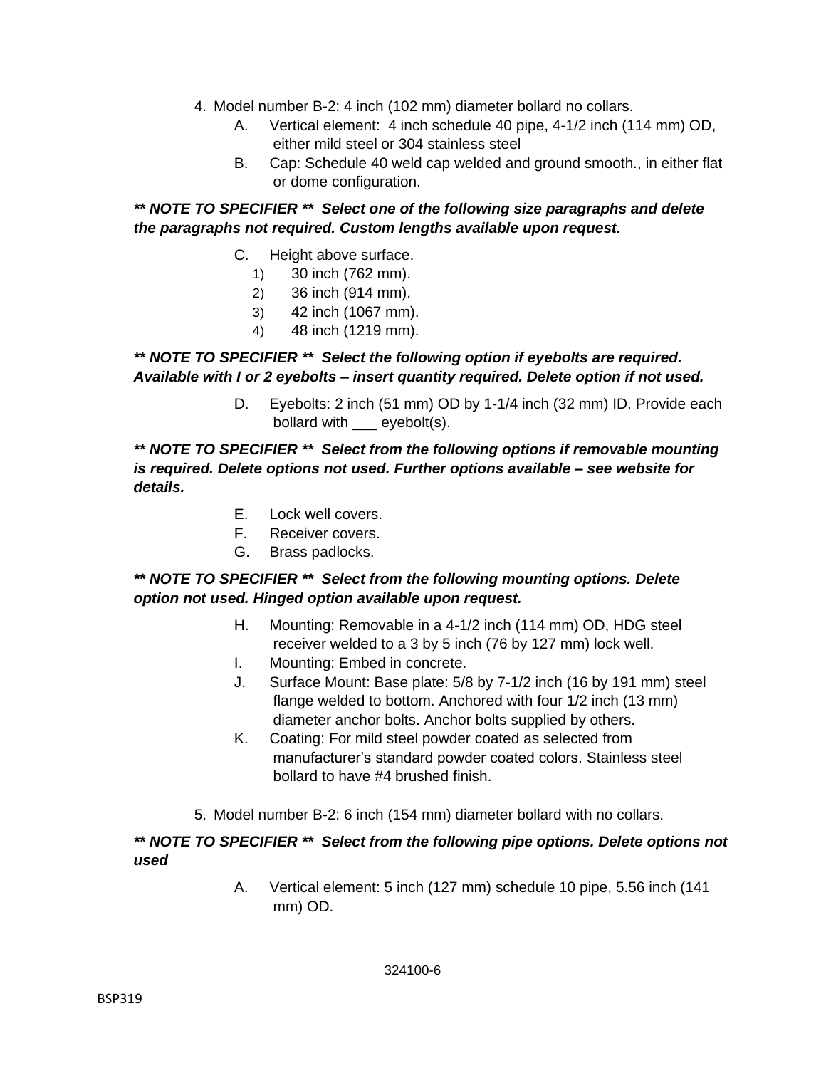4. Model number B-2: 4 inch (102 mm) diameter bollard no collars.
   - A. Vertical element: 4 inch schedule 40 pipe, 4-1/2 inch (114 mm) OD, either mild steel or 304 stainless steel
   - B. Cap: Schedule 40 weld cap welded and ground smooth., in either flat or dome configuration.

***\*\* NOTE TO SPECIFIER \*\* Select one of the following size paragraphs and delete the paragraphs not required. Custom lengths available upon request.***

   - C. Height above surface.
     1) 30 inch (762 mm).
     2) 36 inch (914 mm).
     3) 42 inch (1067 mm).
     4) 48 inch (1219 mm).

***\*\* NOTE TO SPECIFIER \*\* Select the following option if eyebolts are required. Available with I or 2 eyebolts – insert quantity required. Delete option if not used.***

   - D. Eyebolts: 2 inch (51 mm) OD by 1-1/4 inch (32 mm) ID. Provide each bollard with ___ eyebolt(s).

***\*\* NOTE TO SPECIFIER \*\* Select from the following options if removable mounting is required. Delete options not used. Further options available – see website for details.***

   - E. Lock well covers.
   - F. Receiver covers.
   - G. Brass padlocks.

***\*\* NOTE TO SPECIFIER \*\* Select from the following mounting options. Delete option not used. Hinged option available upon request.***

   - H. Mounting: Removable in a 4-1/2 inch (114 mm) OD, HDG steel receiver welded to a 3 by 5 inch (76 by 127 mm) lock well.
   - I. Mounting: Embed in concrete.
   - J. Surface Mount: Base plate: 5/8 by 7-1/2 inch (16 by 191 mm) steel flange welded to bottom. Anchored with four 1/2 inch (13 mm) diameter anchor bolts. Anchor bolts supplied by others.
   - K. Coating: For mild steel powder coated as selected from manufacturer's standard powder coated colors. Stainless steel bollard to have #4 brushed finish.

5. Model number B-2: 6 inch (154 mm) diameter bollard with no collars.

***\*\* NOTE TO SPECIFIER \*\* Select from the following pipe options. Delete options not used***

   - A. Vertical element: 5 inch (127 mm) schedule 10 pipe, 5.56 inch (141 mm) OD.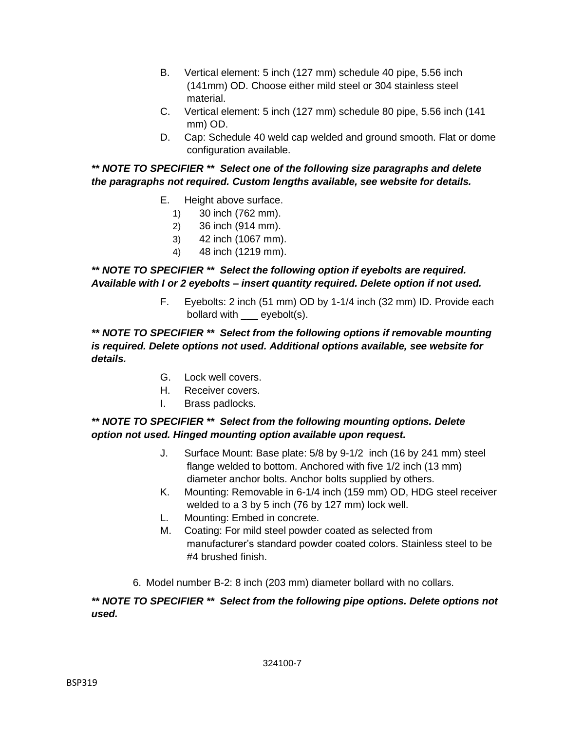B. Vertical element: 5 inch (127 mm) schedule 40 pipe, 5.56 inch (141mm) OD. Choose either mild steel or 304 stainless steel material.

C. Vertical element: 5 inch (127 mm) schedule 80 pipe, 5.56 inch (141 mm) OD.

D. Cap: Schedule 40 weld cap welded and ground smooth. Flat or dome configuration available.

***\*\* NOTE TO SPECIFIER \*\*  Select one of the following size paragraphs and delete the paragraphs not required. Custom lengths available, see website for details.***

E. Height above surface.
   1) 30 inch (762 mm).
   2) 36 inch (914 mm).
   3) 42 inch (1067 mm).
   4) 48 inch (1219 mm).

***\*\* NOTE TO SPECIFIER \*\*  Select the following option if eyebolts are required. Available with I or 2 eyebolts – insert quantity required. Delete option if not used.***

F. Eyebolts: 2 inch (51 mm) OD by 1-1/4 inch (32 mm) ID. Provide each bollard with ___ eyebolt(s).

***\*\* NOTE TO SPECIFIER \*\*  Select from the following options if removable mounting is required. Delete options not used. Additional options available, see website for details.***

G. Lock well covers.

H. Receiver covers.

I. Brass padlocks.

***\*\* NOTE TO SPECIFIER \*\*  Select from the following mounting options. Delete option not used. Hinged mounting option available upon request.***

J. Surface Mount: Base plate: 5/8 by 9-1/2 inch (16 by 241 mm) steel flange welded to bottom. Anchored with five 1/2 inch (13 mm) diameter anchor bolts. Anchor bolts supplied by others.

K. Mounting: Removable in 6-1/4 inch (159 mm) OD, HDG steel receiver welded to a 3 by 5 inch (76 by 127 mm) lock well.

L. Mounting: Embed in concrete.

M. Coating: For mild steel powder coated as selected from manufacturer's standard powder coated colors. Stainless steel to be #4 brushed finish.

6. Model number B-2: 8 inch (203 mm) diameter bollard with no collars.

***\*\* NOTE TO SPECIFIER \*\*  Select from the following pipe options. Delete options not used.***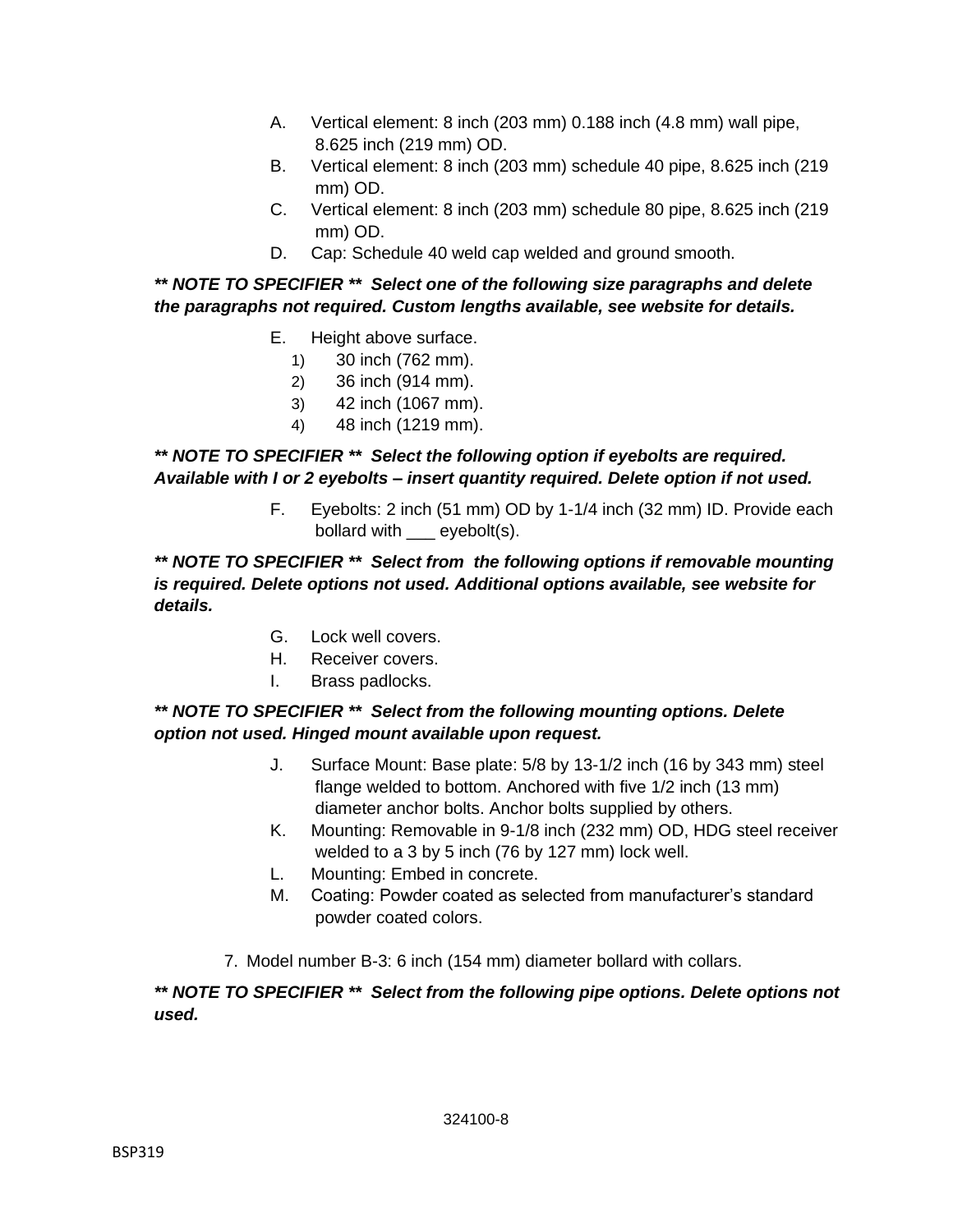A. Vertical element: 8 inch (203 mm) 0.188 inch (4.8 mm) wall pipe, 8.625 inch (219 mm) OD.

B. Vertical element: 8 inch (203 mm) schedule 40 pipe, 8.625 inch (219 mm) OD.

C. Vertical element: 8 inch (203 mm) schedule 80 pipe, 8.625 inch (219 mm) OD.

D. Cap: Schedule 40 weld cap welded and ground smooth.

***** NOTE TO SPECIFIER ** Select one of the following size paragraphs and delete the paragraphs not required. Custom lengths available, see website for details.***

E. Height above surface.

1) 30 inch (762 mm).
2) 36 inch (914 mm).
3) 42 inch (1067 mm).
4) 48 inch (1219 mm).

***** NOTE TO SPECIFIER ** Select the following option if eyebolts are required. Available with I or 2 eyebolts – insert quantity required. Delete option if not used.***

F. Eyebolts: 2 inch (51 mm) OD by 1-1/4 inch (32 mm) ID. Provide each bollard with ___ eyebolt(s).

***** NOTE TO SPECIFIER ** Select from the following options if removable mounting is required. Delete options not used. Additional options available, see website for details.***

G. Lock well covers.

H. Receiver covers.

I. Brass padlocks.

***** NOTE TO SPECIFIER ** Select from the following mounting options. Delete option not used. Hinged mount available upon request.***

J. Surface Mount: Base plate: 5/8 by 13-1/2 inch (16 by 343 mm) steel flange welded to bottom. Anchored with five 1/2 inch (13 mm) diameter anchor bolts. Anchor bolts supplied by others.

K. Mounting: Removable in 9-1/8 inch (232 mm) OD, HDG steel receiver welded to a 3 by 5 inch (76 by 127 mm) lock well.

L. Mounting: Embed in concrete.

M. Coating: Powder coated as selected from manufacturer's standard powder coated colors.

7. Model number B-3: 6 inch (154 mm) diameter bollard with collars.

***** NOTE TO SPECIFIER ** Select from the following pipe options. Delete options not used.***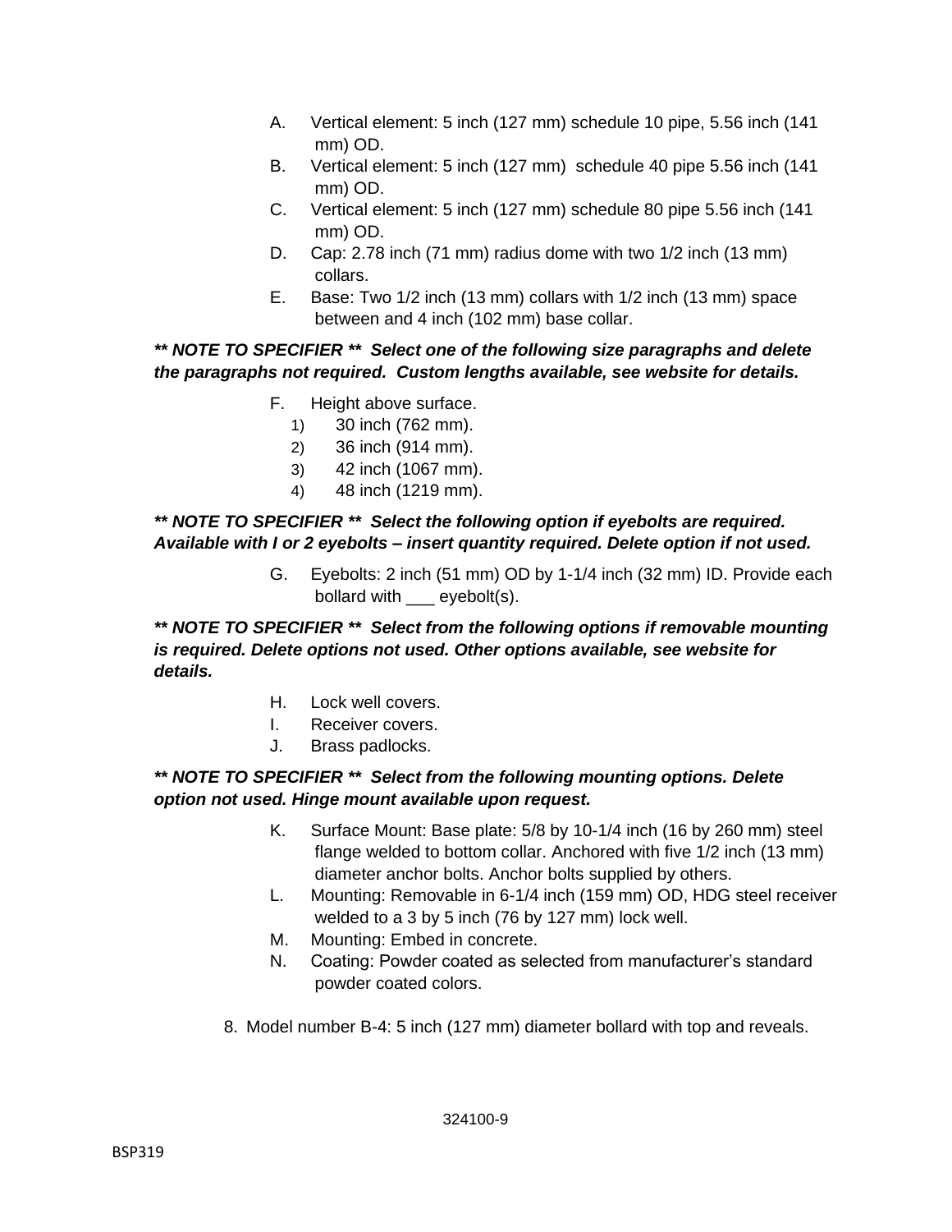A. Vertical element: 5 inch (127 mm) schedule 10 pipe, 5.56 inch (141 mm) OD.
B. Vertical element: 5 inch (127 mm) schedule 40 pipe 5.56 inch (141 mm) OD.
C. Vertical element: 5 inch (127 mm) schedule 80 pipe 5.56 inch (141 mm) OD.
D. Cap: 2.78 inch (71 mm) radius dome with two 1/2 inch (13 mm) collars.
E. Base: Two 1/2 inch (13 mm) collars with 1/2 inch (13 mm) space between and 4 inch (102 mm) base collar.

***\*\* NOTE TO SPECIFIER \*\*  Select one of the following size paragraphs and delete the paragraphs not required. Custom lengths available, see website for details.***

F. Height above surface.
   1) 30 inch (762 mm).
   2) 36 inch (914 mm).
   3) 42 inch (1067 mm).
   4) 48 inch (1219 mm).

***\*\* NOTE TO SPECIFIER \*\*  Select the following option if eyebolts are required. Available with I or 2 eyebolts – insert quantity required. Delete option if not used.***

G. Eyebolts: 2 inch (51 mm) OD by 1-1/4 inch (32 mm) ID. Provide each bollard with ___ eyebolt(s).

***\*\* NOTE TO SPECIFIER \*\*  Select from the following options if removable mounting is required. Delete options not used. Other options available, see website for details.***

H. Lock well covers.
I. Receiver covers.
J. Brass padlocks.

***\*\* NOTE TO SPECIFIER \*\*  Select from the following mounting options. Delete option not used. Hinge mount available upon request.***

K. Surface Mount: Base plate: 5/8 by 10-1/4 inch (16 by 260 mm) steel flange welded to bottom collar. Anchored with five 1/2 inch (13 mm) diameter anchor bolts. Anchor bolts supplied by others.
L. Mounting: Removable in 6-1/4 inch (159 mm) OD, HDG steel receiver welded to a 3 by 5 inch (76 by 127 mm) lock well.
M. Mounting: Embed in concrete.
N. Coating: Powder coated as selected from manufacturer's standard powder coated colors.

8. Model number B-4: 5 inch (127 mm) diameter bollard with top and reveals.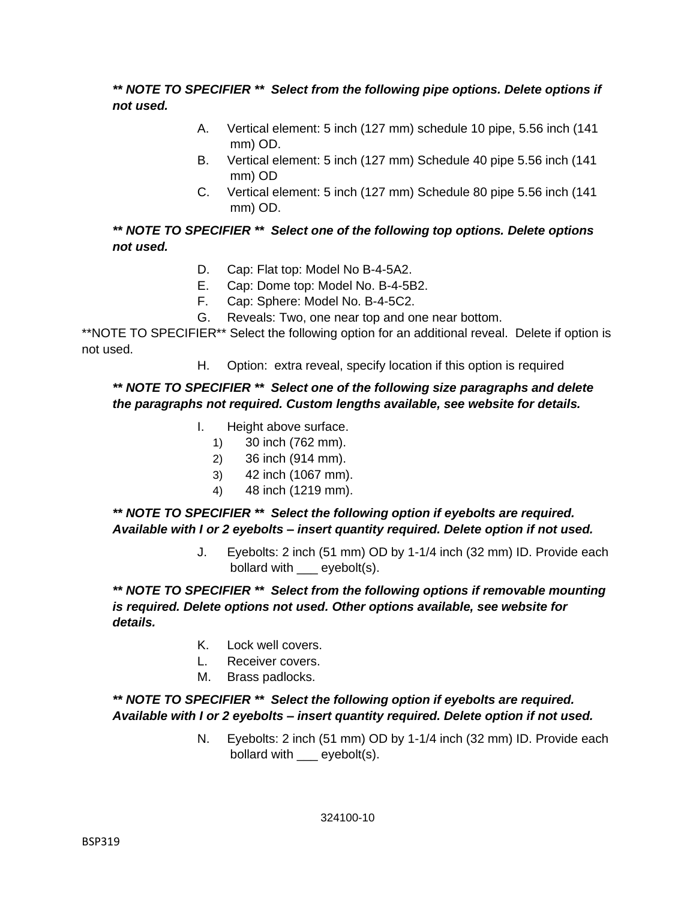***\*\* NOTE TO SPECIFIER \*\* Select from the following pipe options. Delete options if not used.***

A. Vertical element: 5 inch (127 mm) schedule 10 pipe, 5.56 inch (141 mm) OD.

B. Vertical element: 5 inch (127 mm) Schedule 40 pipe 5.56 inch (141 mm) OD

C. Vertical element: 5 inch (127 mm) Schedule 80 pipe 5.56 inch (141 mm) OD.

***\*\* NOTE TO SPECIFIER \*\* Select one of the following top options. Delete options not used.***

D. Cap: Flat top: Model No B-4-5A2.

E. Cap: Dome top: Model No. B-4-5B2.

F. Cap: Sphere: Model No. B-4-5C2.

G. Reveals: Two, one near top and one near bottom.

\*\*NOTE TO SPECIFIER\*\* Select the following option for an additional reveal. Delete if option is not used.

H. Option: extra reveal, specify location if this option is required

***\*\* NOTE TO SPECIFIER \*\* Select one of the following size paragraphs and delete the paragraphs not required. Custom lengths available, see website for details.***

I. Height above surface.

1) 30 inch (762 mm).
2) 36 inch (914 mm).
3) 42 inch (1067 mm).
4) 48 inch (1219 mm).

***\*\* NOTE TO SPECIFIER \*\* Select the following option if eyebolts are required. Available with I or 2 eyebolts – insert quantity required. Delete option if not used.***

J. Eyebolts: 2 inch (51 mm) OD by 1-1/4 inch (32 mm) ID. Provide each bollard with ___ eyebolt(s).

***\*\* NOTE TO SPECIFIER \*\* Select from the following options if removable mounting is required. Delete options not used. Other options available, see website for details.***

K. Lock well covers.

L. Receiver covers.

M. Brass padlocks.

***\*\* NOTE TO SPECIFIER \*\* Select the following option if eyebolts are required. Available with I or 2 eyebolts – insert quantity required. Delete option if not used.***

N. Eyebolts: 2 inch (51 mm) OD by 1-1/4 inch (32 mm) ID. Provide each bollard with ___ eyebolt(s).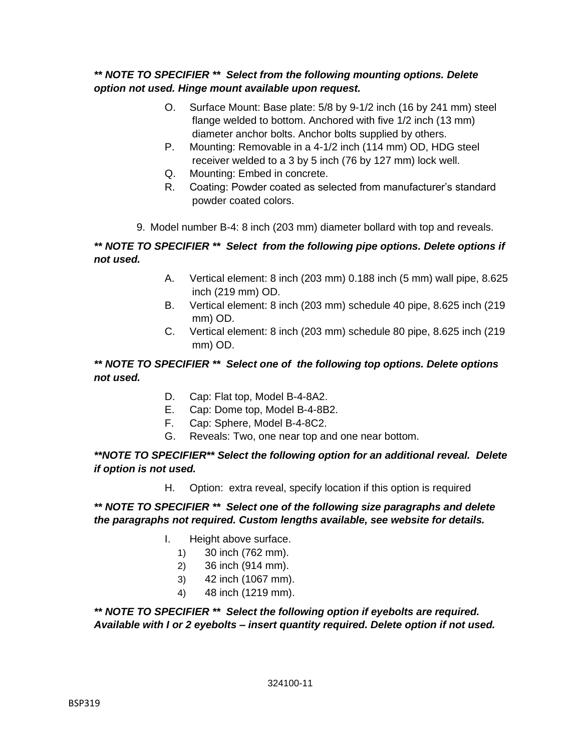***** NOTE TO SPECIFIER **  Select from the following mounting options. Delete option not used. Hinge mount available upon request.***

O. Surface Mount: Base plate: 5/8 by 9-1/2 inch (16 by 241 mm) steel flange welded to bottom. Anchored with five 1/2 inch (13 mm) diameter anchor bolts. Anchor bolts supplied by others.

P. Mounting: Removable in a 4-1/2 inch (114 mm) OD, HDG steel receiver welded to a 3 by 5 inch (76 by 127 mm) lock well.

Q. Mounting: Embed in concrete.

R. Coating: Powder coated as selected from manufacturer's standard powder coated colors.

9. Model number B-4: 8 inch (203 mm) diameter bollard with top and reveals.

***** NOTE TO SPECIFIER **  Select  from the following pipe options. Delete options if not used.***

A. Vertical element: 8 inch (203 mm) 0.188 inch (5 mm) wall pipe, 8.625 inch (219 mm) OD.

B. Vertical element: 8 inch (203 mm) schedule 40 pipe, 8.625 inch (219 mm) OD.

C. Vertical element: 8 inch (203 mm) schedule 80 pipe, 8.625 inch (219 mm) OD.

***** NOTE TO SPECIFIER **  Select one of  the following top options. Delete options not used.***

D. Cap: Flat top, Model B-4-8A2.

E. Cap: Dome top, Model B-4-8B2.

F. Cap: Sphere, Model B-4-8C2.

G. Reveals: Two, one near top and one near bottom.

****NOTE TO SPECIFIER** Select the following option for an additional reveal.  Delete if option is not used.***

H. Option:  extra reveal, specify location if this option is required

***** NOTE TO SPECIFIER **  Select one of the following size paragraphs and delete the paragraphs not required. Custom lengths available, see website for details.***

I. Height above surface.
   1) 30 inch (762 mm).
   2) 36 inch (914 mm).
   3) 42 inch (1067 mm).
   4) 48 inch (1219 mm).

***** NOTE TO SPECIFIER **  Select the following option if eyebolts are required. Available with I or 2 eyebolts – insert quantity required. Delete option if not used.***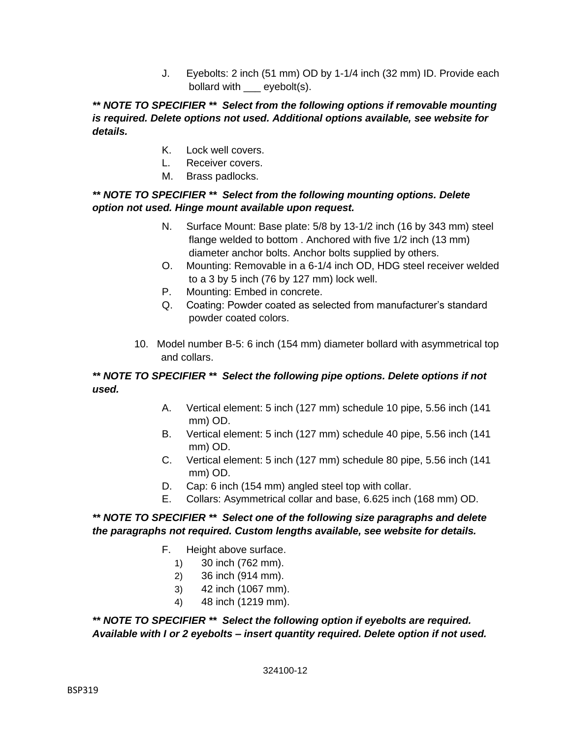J. Eyebolts: 2 inch (51 mm) OD by 1-1/4 inch (32 mm) ID. Provide each bollard with ___ eyebolt(s).

***\*\* NOTE TO SPECIFIER \*\* Select from the following options if removable mounting is required. Delete options not used. Additional options available, see website for details.***

K. Lock well covers.

L. Receiver covers.

M. Brass padlocks.

***\*\* NOTE TO SPECIFIER \*\* Select from the following mounting options. Delete option not used. Hinge mount available upon request.***

N. Surface Mount: Base plate: 5/8 by 13-1/2 inch (16 by 343 mm) steel flange welded to bottom . Anchored with five 1/2 inch (13 mm) diameter anchor bolts. Anchor bolts supplied by others.

O. Mounting: Removable in a 6-1/4 inch OD, HDG steel receiver welded to a 3 by 5 inch (76 by 127 mm) lock well.

P. Mounting: Embed in concrete.

Q. Coating: Powder coated as selected from manufacturer's standard powder coated colors.

10. Model number B-5: 6 inch (154 mm) diameter bollard with asymmetrical top and collars.

***\*\* NOTE TO SPECIFIER \*\* Select the following pipe options. Delete options if not used.***

A. Vertical element: 5 inch (127 mm) schedule 10 pipe, 5.56 inch (141 mm) OD.

B. Vertical element: 5 inch (127 mm) schedule 40 pipe, 5.56 inch (141 mm) OD.

C. Vertical element: 5 inch (127 mm) schedule 80 pipe, 5.56 inch (141 mm) OD.

D. Cap: 6 inch (154 mm) angled steel top with collar.

E. Collars: Asymmetrical collar and base, 6.625 inch (168 mm) OD.

***\*\* NOTE TO SPECIFIER \*\* Select one of the following size paragraphs and delete the paragraphs not required. Custom lengths available, see website for details.***

F. Height above surface.
   1) 30 inch (762 mm).
   2) 36 inch (914 mm).
   3) 42 inch (1067 mm).
   4) 48 inch (1219 mm).

***\*\* NOTE TO SPECIFIER \*\* Select the following option if eyebolts are required. Available with I or 2 eyebolts – insert quantity required. Delete option if not used.***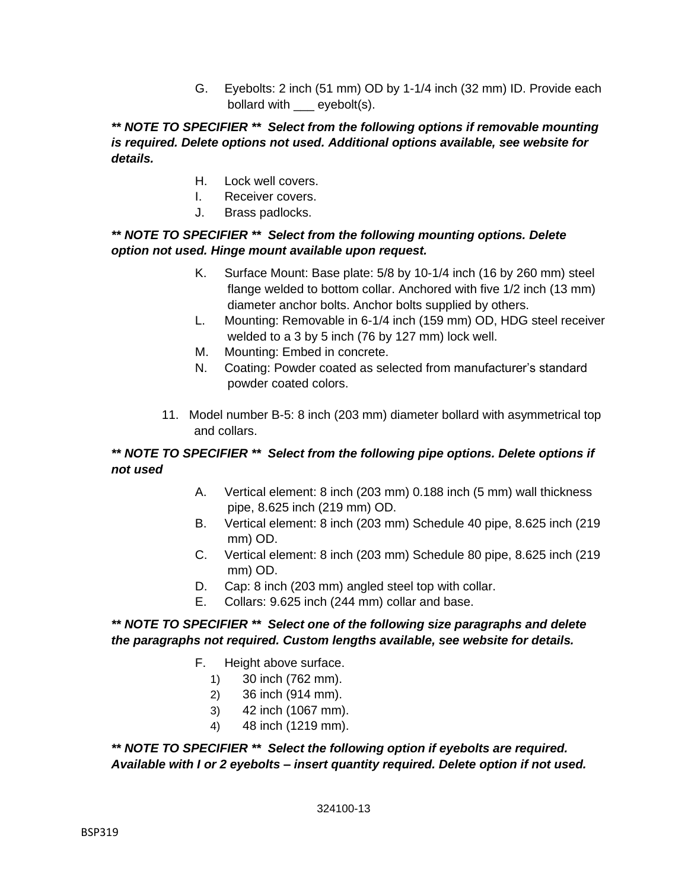G. Eyebolts: 2 inch (51 mm) OD by 1-1/4 inch (32 mm) ID. Provide each bollard with ___ eyebolt(s).

***\*\* NOTE TO SPECIFIER \*\* Select from the following options if removable mounting is required. Delete options not used. Additional options available, see website for details.***

H. Lock well covers.
I. Receiver covers.
J. Brass padlocks.

***\*\* NOTE TO SPECIFIER \*\* Select from the following mounting options. Delete option not used. Hinge mount available upon request.***

K. Surface Mount: Base plate: 5/8 by 10-1/4 inch (16 by 260 mm) steel flange welded to bottom collar. Anchored with five 1/2 inch (13 mm) diameter anchor bolts. Anchor bolts supplied by others.
L. Mounting: Removable in 6-1/4 inch (159 mm) OD, HDG steel receiver welded to a 3 by 5 inch (76 by 127 mm) lock well.
M. Mounting: Embed in concrete.
N. Coating: Powder coated as selected from manufacturer's standard powder coated colors.

11. Model number B-5: 8 inch (203 mm) diameter bollard with asymmetrical top and collars.

***\*\* NOTE TO SPECIFIER \*\* Select from the following pipe options. Delete options if not used***

A. Vertical element: 8 inch (203 mm) 0.188 inch (5 mm) wall thickness pipe, 8.625 inch (219 mm) OD.
B. Vertical element: 8 inch (203 mm) Schedule 40 pipe, 8.625 inch (219 mm) OD.
C. Vertical element: 8 inch (203 mm) Schedule 80 pipe, 8.625 inch (219 mm) OD.
D. Cap: 8 inch (203 mm) angled steel top with collar.
E. Collars: 9.625 inch (244 mm) collar and base.

***\*\* NOTE TO SPECIFIER \*\* Select one of the following size paragraphs and delete the paragraphs not required. Custom lengths available, see website for details.***

F. Height above surface.
   1) 30 inch (762 mm).
   2) 36 inch (914 mm).
   3) 42 inch (1067 mm).
   4) 48 inch (1219 mm).

***\*\* NOTE TO SPECIFIER \*\* Select the following option if eyebolts are required. Available with I or 2 eyebolts – insert quantity required. Delete option if not used.***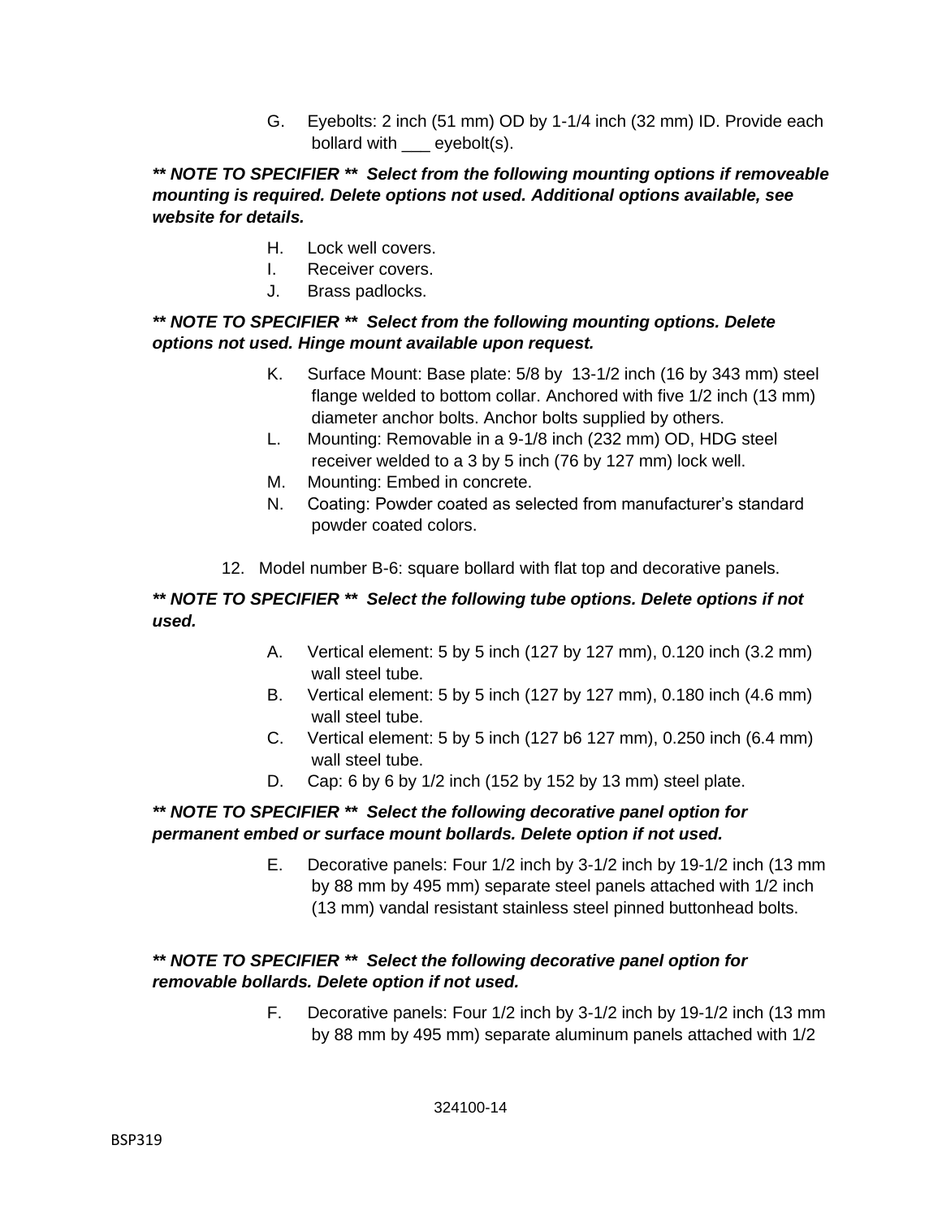G. Eyebolts: 2 inch (51 mm) OD by 1-1/4 inch (32 mm) ID. Provide each bollard with ___ eyebolt(s).

***\*\* NOTE TO SPECIFIER \*\* Select from the following mounting options if removeable mounting is required. Delete options not used. Additional options available, see website for details.***

H. Lock well covers.
I. Receiver covers.
J. Brass padlocks.

***\*\* NOTE TO SPECIFIER \*\* Select from the following mounting options. Delete options not used. Hinge mount available upon request.***

K. Surface Mount: Base plate: 5/8 by 13-1/2 inch (16 by 343 mm) steel flange welded to bottom collar. Anchored with five 1/2 inch (13 mm) diameter anchor bolts. Anchor bolts supplied by others.
L. Mounting: Removable in a 9-1/8 inch (232 mm) OD, HDG steel receiver welded to a 3 by 5 inch (76 by 127 mm) lock well.
M. Mounting: Embed in concrete.
N. Coating: Powder coated as selected from manufacturer's standard powder coated colors.

12. Model number B-6: square bollard with flat top and decorative panels.

***\*\* NOTE TO SPECIFIER \*\* Select the following tube options. Delete options if not used.***

A. Vertical element: 5 by 5 inch (127 by 127 mm), 0.120 inch (3.2 mm) wall steel tube.
B. Vertical element: 5 by 5 inch (127 by 127 mm), 0.180 inch (4.6 mm) wall steel tube.
C. Vertical element: 5 by 5 inch (127 b6 127 mm), 0.250 inch (6.4 mm) wall steel tube.
D. Cap: 6 by 6 by 1/2 inch (152 by 152 by 13 mm) steel plate.

***\*\* NOTE TO SPECIFIER \*\* Select the following decorative panel option for permanent embed or surface mount bollards. Delete option if not used.***

E. Decorative panels: Four 1/2 inch by 3-1/2 inch by 19-1/2 inch (13 mm by 88 mm by 495 mm) separate steel panels attached with 1/2 inch (13 mm) vandal resistant stainless steel pinned buttonhead bolts.

***\*\* NOTE TO SPECIFIER \*\* Select the following decorative panel option for removable bollards. Delete option if not used.***

F. Decorative panels: Four 1/2 inch by 3-1/2 inch by 19-1/2 inch (13 mm by 88 mm by 495 mm) separate aluminum panels attached with 1/2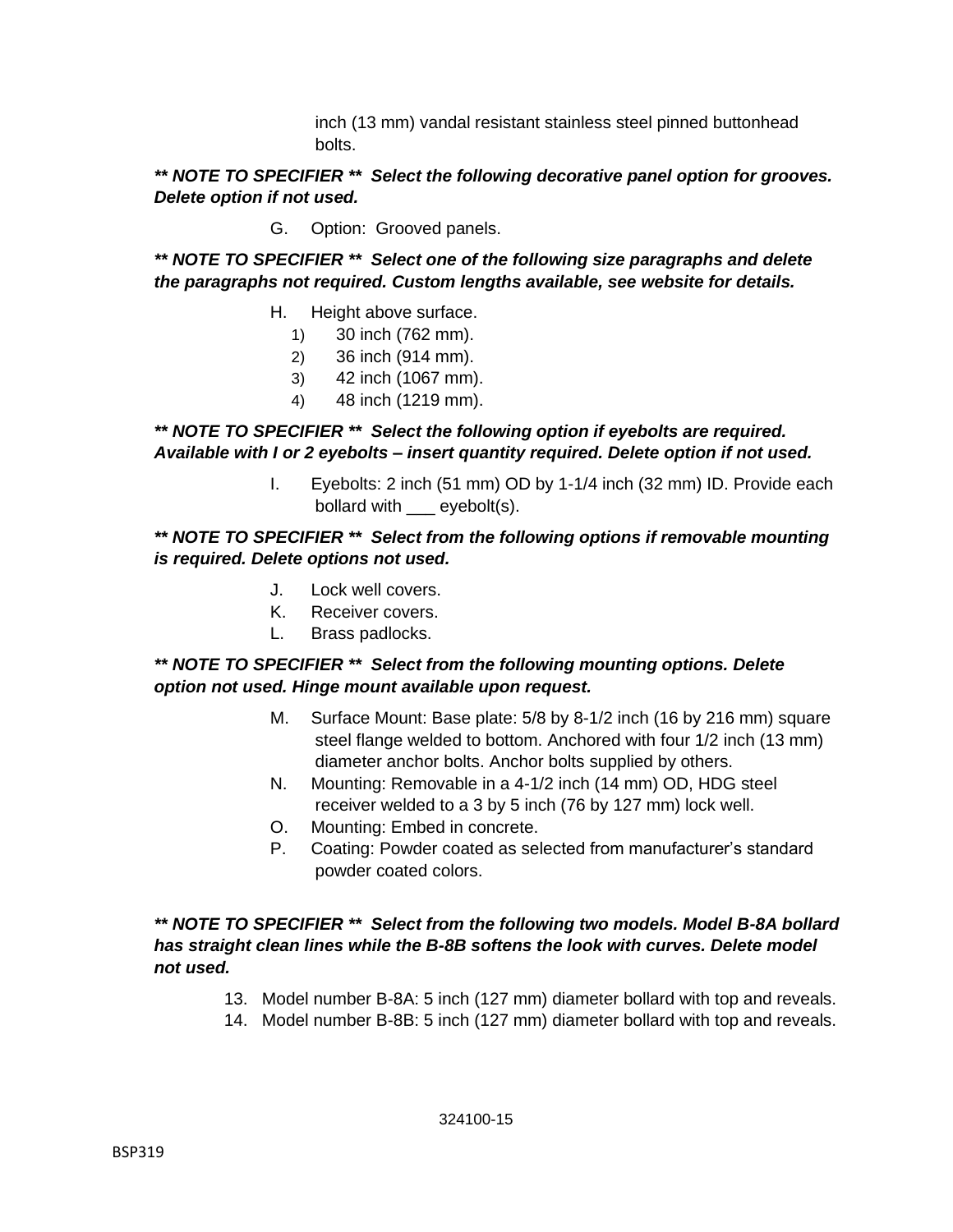inch (13 mm) vandal resistant stainless steel pinned buttonhead bolts.

***\*\* NOTE TO SPECIFIER \*\* Select the following decorative panel option for grooves. Delete option if not used.***

G. Option: Grooved panels.

***\*\* NOTE TO SPECIFIER \*\* Select one of the following size paragraphs and delete the paragraphs not required. Custom lengths available, see website for details.***

H. Height above surface.
   1) 30 inch (762 mm).
   2) 36 inch (914 mm).
   3) 42 inch (1067 mm).
   4) 48 inch (1219 mm).

***\*\* NOTE TO SPECIFIER \*\* Select the following option if eyebolts are required. Available with I or 2 eyebolts – insert quantity required. Delete option if not used.***

I. Eyebolts: 2 inch (51 mm) OD by 1-1/4 inch (32 mm) ID. Provide each bollard with ___ eyebolt(s).

***\*\* NOTE TO SPECIFIER \*\* Select from the following options if removable mounting is required. Delete options not used.***

J. Lock well covers.
K. Receiver covers.
L. Brass padlocks.

***\*\* NOTE TO SPECIFIER \*\* Select from the following mounting options. Delete option not used. Hinge mount available upon request.***

M. Surface Mount: Base plate: 5/8 by 8-1/2 inch (16 by 216 mm) square steel flange welded to bottom. Anchored with four 1/2 inch (13 mm) diameter anchor bolts. Anchor bolts supplied by others.
N. Mounting: Removable in a 4-1/2 inch (14 mm) OD, HDG steel receiver welded to a 3 by 5 inch (76 by 127 mm) lock well.
O. Mounting: Embed in concrete.
P. Coating: Powder coated as selected from manufacturer's standard powder coated colors.

***\*\* NOTE TO SPECIFIER \*\* Select from the following two models. Model B-8A bollard has straight clean lines while the B-8B softens the look with curves. Delete model not used.***

13. Model number B-8A: 5 inch (127 mm) diameter bollard with top and reveals.
14. Model number B-8B: 5 inch (127 mm) diameter bollard with top and reveals.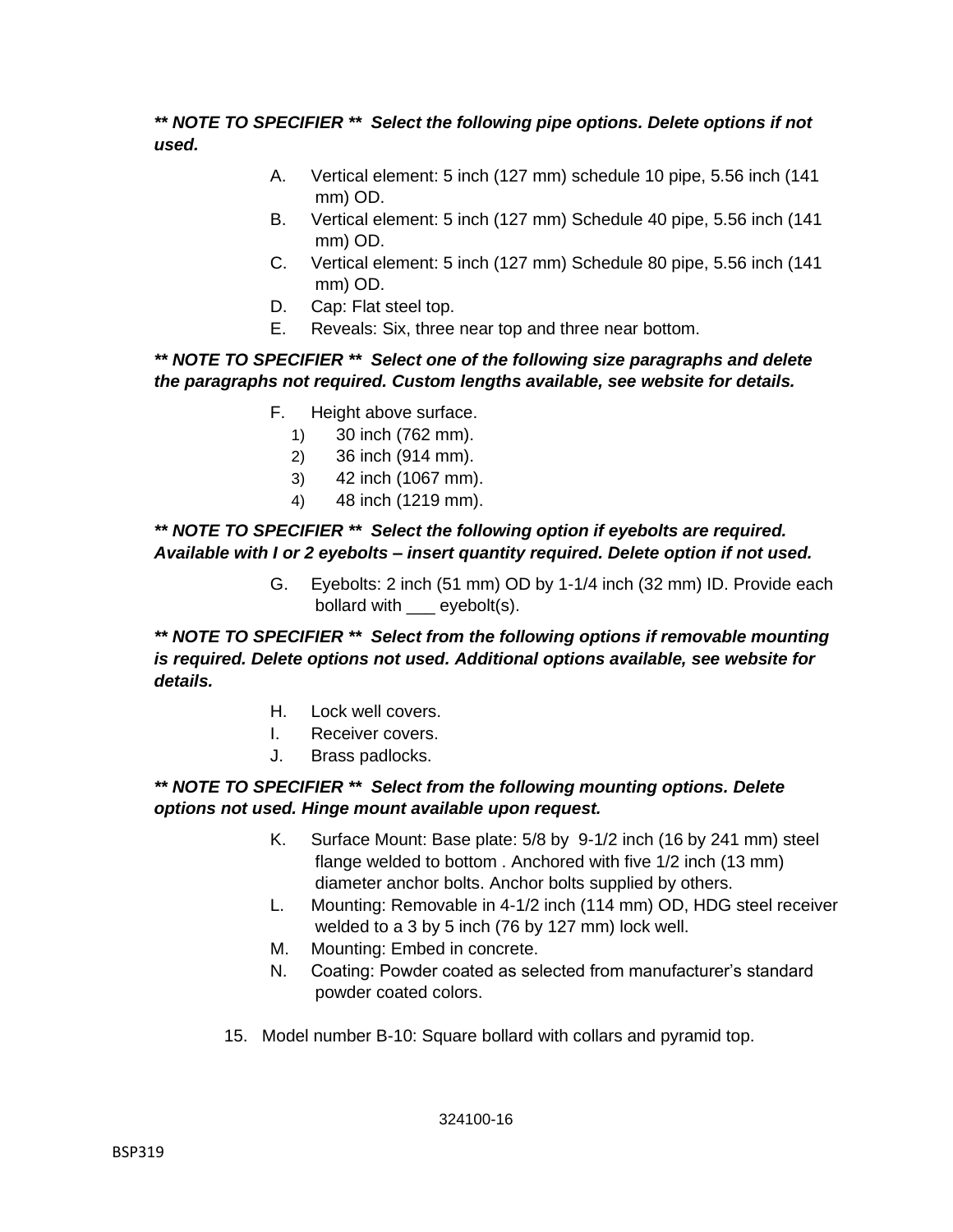***\*\* NOTE TO SPECIFIER \*\*  Select the following pipe options. Delete options if not used.***

A. Vertical element: 5 inch (127 mm) schedule 10 pipe, 5.56 inch (141 mm) OD.
B. Vertical element: 5 inch (127 mm) Schedule 40 pipe, 5.56 inch (141 mm) OD.
C. Vertical element: 5 inch (127 mm) Schedule 80 pipe, 5.56 inch (141 mm) OD.
D. Cap: Flat steel top.
E. Reveals: Six, three near top and three near bottom.

***\*\* NOTE TO SPECIFIER \*\*  Select one of the following size paragraphs and delete the paragraphs not required. Custom lengths available, see website for details.***

F. Height above surface.
   1) 30 inch (762 mm).
   2) 36 inch (914 mm).
   3) 42 inch (1067 mm).
   4) 48 inch (1219 mm).

***\*\* NOTE TO SPECIFIER \*\*  Select the following option if eyebolts are required. Available with I or 2 eyebolts – insert quantity required. Delete option if not used.***

G. Eyebolts: 2 inch (51 mm) OD by 1-1/4 inch (32 mm) ID. Provide each bollard with ___ eyebolt(s).

***\*\* NOTE TO SPECIFIER \*\*  Select from the following options if removable mounting is required. Delete options not used. Additional options available, see website for details.***

H. Lock well covers.
I. Receiver covers.
J. Brass padlocks.

***\*\* NOTE TO SPECIFIER \*\*  Select from the following mounting options. Delete options not used. Hinge mount available upon request.***

K. Surface Mount: Base plate: 5/8 by 9-1/2 inch (16 by 241 mm) steel flange welded to bottom . Anchored with five 1/2 inch (13 mm) diameter anchor bolts. Anchor bolts supplied by others.
L. Mounting: Removable in 4-1/2 inch (114 mm) OD, HDG steel receiver welded to a 3 by 5 inch (76 by 127 mm) lock well.
M. Mounting: Embed in concrete.
N. Coating: Powder coated as selected from manufacturer's standard powder coated colors.

15. Model number B-10: Square bollard with collars and pyramid top.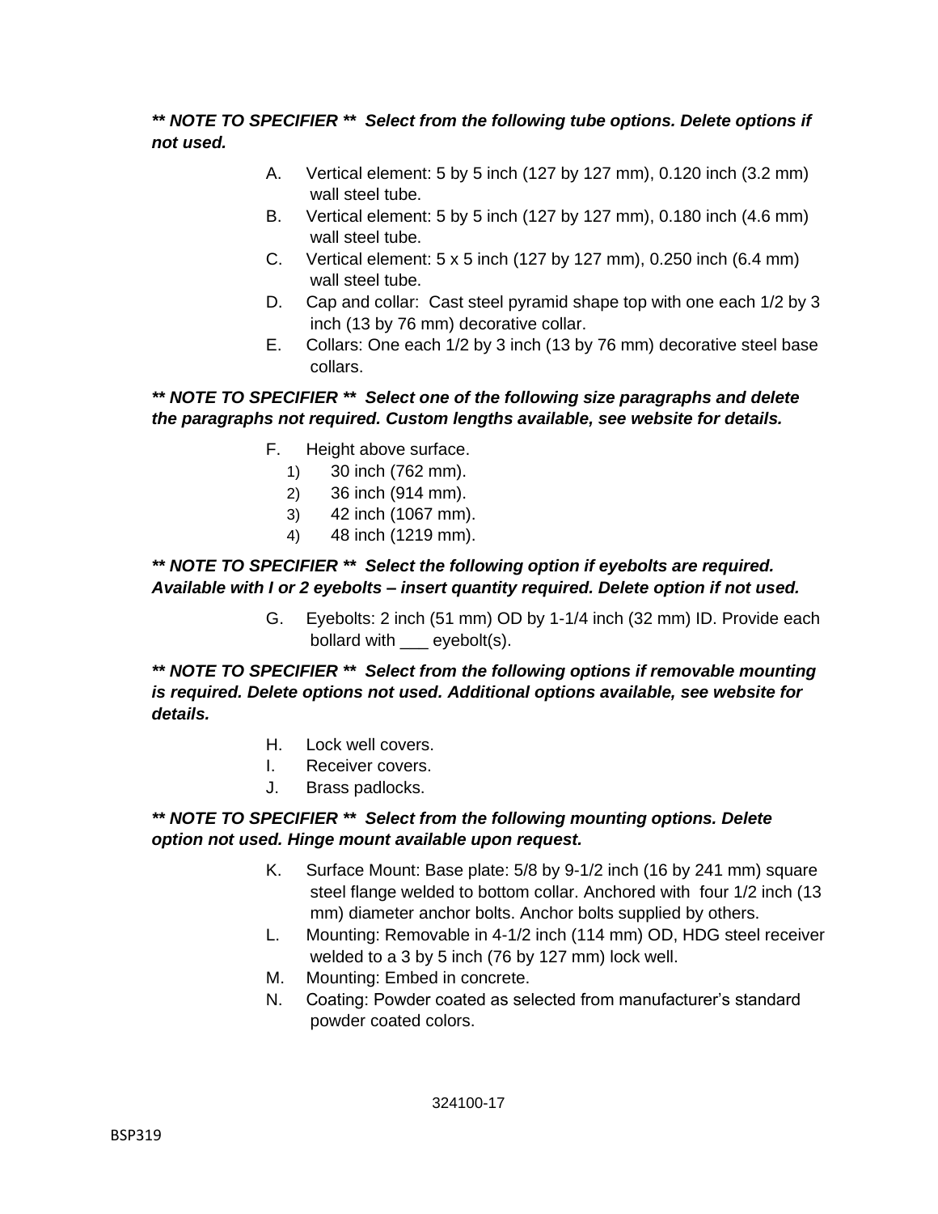***** NOTE TO SPECIFIER **  Select from the following tube options. Delete options if not used.***

A. Vertical element: 5 by 5 inch (127 by 127 mm), 0.120 inch (3.2 mm) wall steel tube.
B. Vertical element: 5 by 5 inch (127 by 127 mm), 0.180 inch (4.6 mm) wall steel tube.
C. Vertical element: 5 x 5 inch (127 by 127 mm), 0.250 inch (6.4 mm) wall steel tube.
D. Cap and collar: Cast steel pyramid shape top with one each 1/2 by 3 inch (13 by 76 mm) decorative collar.
E. Collars: One each 1/2 by 3 inch (13 by 76 mm) decorative steel base collars.

***** NOTE TO SPECIFIER **  Select one of the following size paragraphs and delete the paragraphs not required. Custom lengths available, see website for details.***

F. Height above surface.
   1) 30 inch (762 mm).
   2) 36 inch (914 mm).
   3) 42 inch (1067 mm).
   4) 48 inch (1219 mm).

***** NOTE TO SPECIFIER **  Select the following option if eyebolts are required. Available with I or 2 eyebolts – insert quantity required. Delete option if not used.***

G. Eyebolts: 2 inch (51 mm) OD by 1-1/4 inch (32 mm) ID. Provide each bollard with ___ eyebolt(s).

***** NOTE TO SPECIFIER **  Select from the following options if removable mounting is required. Delete options not used. Additional options available, see website for details.***

H. Lock well covers.
I. Receiver covers.
J. Brass padlocks.

***** NOTE TO SPECIFIER **  Select from the following mounting options. Delete option not used. Hinge mount available upon request.***

K. Surface Mount: Base plate: 5/8 by 9-1/2 inch (16 by 241 mm) square steel flange welded to bottom collar. Anchored with four 1/2 inch (13 mm) diameter anchor bolts. Anchor bolts supplied by others.
L. Mounting: Removable in 4-1/2 inch (114 mm) OD, HDG steel receiver welded to a 3 by 5 inch (76 by 127 mm) lock well.
M. Mounting: Embed in concrete.
N. Coating: Powder coated as selected from manufacturer's standard powder coated colors.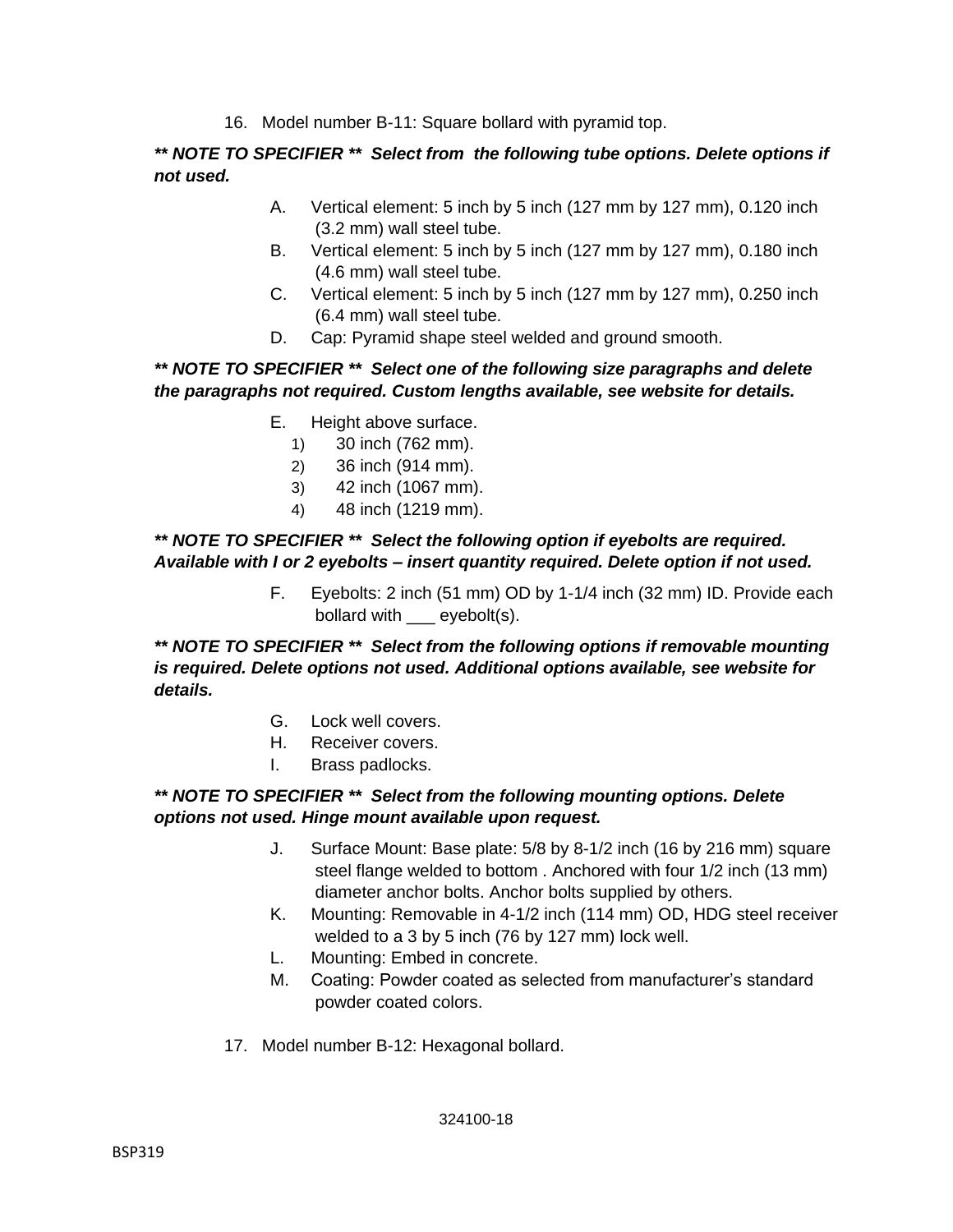16. Model number B-11: Square bollard with pyramid top.

***\*\* NOTE TO SPECIFIER \*\*  Select from  the following tube options. Delete options if not used.***

A. Vertical element: 5 inch by 5 inch (127 mm by 127 mm), 0.120 inch (3.2 mm) wall steel tube.
B. Vertical element: 5 inch by 5 inch (127 mm by 127 mm), 0.180 inch (4.6 mm) wall steel tube.
C. Vertical element: 5 inch by 5 inch (127 mm by 127 mm), 0.250 inch (6.4 mm) wall steel tube.
D. Cap: Pyramid shape steel welded and ground smooth.

***\*\* NOTE TO SPECIFIER \*\*  Select one of the following size paragraphs and delete the paragraphs not required. Custom lengths available, see website for details.***

E. Height above surface.
   1) 30 inch (762 mm).
   2) 36 inch (914 mm).
   3) 42 inch (1067 mm).
   4) 48 inch (1219 mm).

***\*\* NOTE TO SPECIFIER \*\*  Select the following option if eyebolts are required. Available with I or 2 eyebolts – insert quantity required. Delete option if not used.***

F. Eyebolts: 2 inch (51 mm) OD by 1-1/4 inch (32 mm) ID. Provide each bollard with ___ eyebolt(s).

***\*\* NOTE TO SPECIFIER \*\*  Select from the following options if removable mounting is required. Delete options not used. Additional options available, see website for details.***

G. Lock well covers.
H. Receiver covers.
I. Brass padlocks.

***\*\* NOTE TO SPECIFIER \*\*  Select from the following mounting options. Delete options not used. Hinge mount available upon request.***

J. Surface Mount: Base plate: 5/8 by 8-1/2 inch (16 by 216 mm) square steel flange welded to bottom . Anchored with four 1/2 inch (13 mm) diameter anchor bolts. Anchor bolts supplied by others.
K. Mounting: Removable in 4-1/2 inch (114 mm) OD, HDG steel receiver welded to a 3 by 5 inch (76 by 127 mm) lock well.
L. Mounting: Embed in concrete.
M. Coating: Powder coated as selected from manufacturer's standard powder coated colors.

17. Model number B-12: Hexagonal bollard.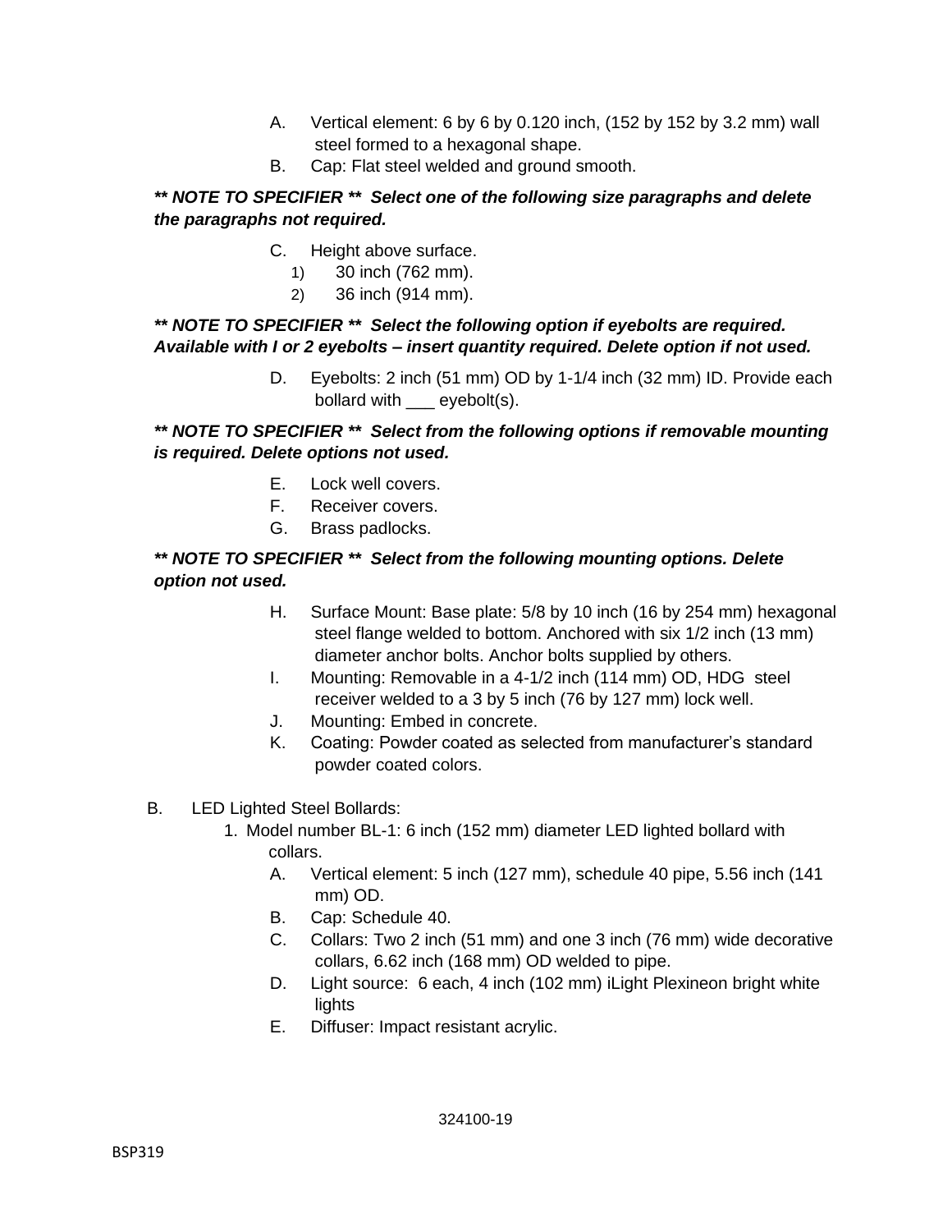A. Vertical element: 6 by 6 by 0.120 inch, (152 by 152 by 3.2 mm) wall steel formed to a hexagonal shape.

B. Cap: Flat steel welded and ground smooth.

***\*\* NOTE TO SPECIFIER \*\* Select one of the following size paragraphs and delete the paragraphs not required.***

C. Height above surface.

1) 30 inch (762 mm).

2) 36 inch (914 mm).

***\*\* NOTE TO SPECIFIER \*\* Select the following option if eyebolts are required. Available with I or 2 eyebolts – insert quantity required. Delete option if not used.***

D. Eyebolts: 2 inch (51 mm) OD by 1-1/4 inch (32 mm) ID. Provide each bollard with ___ eyebolt(s).

***\*\* NOTE TO SPECIFIER \*\* Select from the following options if removable mounting is required. Delete options not used.***

E. Lock well covers.

F. Receiver covers.

G. Brass padlocks.

***\*\* NOTE TO SPECIFIER \*\* Select from the following mounting options. Delete option not used.***

H. Surface Mount: Base plate: 5/8 by 10 inch (16 by 254 mm) hexagonal steel flange welded to bottom. Anchored with six 1/2 inch (13 mm) diameter anchor bolts. Anchor bolts supplied by others.

I. Mounting: Removable in a 4-1/2 inch (114 mm) OD, HDG steel receiver welded to a 3 by 5 inch (76 by 127 mm) lock well.

J. Mounting: Embed in concrete.

K. Coating: Powder coated as selected from manufacturer's standard powder coated colors.

B. LED Lighted Steel Bollards:

1. Model number BL-1: 6 inch (152 mm) diameter LED lighted bollard with collars.

A. Vertical element: 5 inch (127 mm), schedule 40 pipe, 5.56 inch (141 mm) OD.

B. Cap: Schedule 40.

C. Collars: Two 2 inch (51 mm) and one 3 inch (76 mm) wide decorative collars, 6.62 inch (168 mm) OD welded to pipe.

D. Light source: 6 each, 4 inch (102 mm) iLight Plexineon bright white lights

E. Diffuser: Impact resistant acrylic.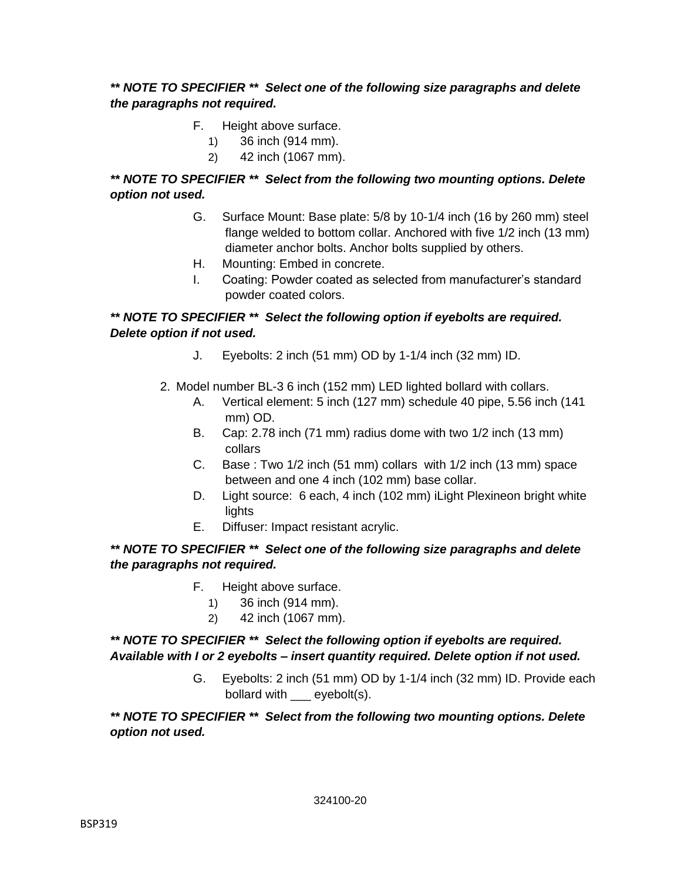***\*\* NOTE TO SPECIFIER \*\*  Select one of the following size paragraphs and delete the paragraphs not required.***

F. Height above surface.
   1) 36 inch (914 mm).
   2) 42 inch (1067 mm).

***\*\* NOTE TO SPECIFIER \*\*  Select from the following two mounting options. Delete option not used.***

G. Surface Mount: Base plate: 5/8 by 10-1/4 inch (16 by 260 mm) steel flange welded to bottom collar. Anchored with five 1/2 inch (13 mm) diameter anchor bolts. Anchor bolts supplied by others.

H. Mounting: Embed in concrete.

I. Coating: Powder coated as selected from manufacturer's standard powder coated colors.

***\*\* NOTE TO SPECIFIER \*\*  Select the following option if eyebolts are required. Delete option if not used.***

J. Eyebolts: 2 inch (51 mm) OD by 1-1/4 inch (32 mm) ID.

2. Model number BL-3 6 inch (152 mm) LED lighted bollard with collars.
   A. Vertical element: 5 inch (127 mm) schedule 40 pipe, 5.56 inch (141 mm) OD.
   B. Cap: 2.78 inch (71 mm) radius dome with two 1/2 inch (13 mm) collars
   C. Base : Two 1/2 inch (51 mm) collars with 1/2 inch (13 mm) space between and one 4 inch (102 mm) base collar.
   D. Light source: 6 each, 4 inch (102 mm) iLight Plexineon bright white lights
   E. Diffuser: Impact resistant acrylic.

***\*\* NOTE TO SPECIFIER \*\*  Select one of the following size paragraphs and delete the paragraphs not required.***

F. Height above surface.
   1) 36 inch (914 mm).
   2) 42 inch (1067 mm).

***\*\* NOTE TO SPECIFIER \*\*  Select the following option if eyebolts are required. Available with I or 2 eyebolts – insert quantity required. Delete option if not used.***

G. Eyebolts: 2 inch (51 mm) OD by 1-1/4 inch (32 mm) ID. Provide each bollard with ___ eyebolt(s).

***\*\* NOTE TO SPECIFIER \*\*  Select from the following two mounting options. Delete option not used.***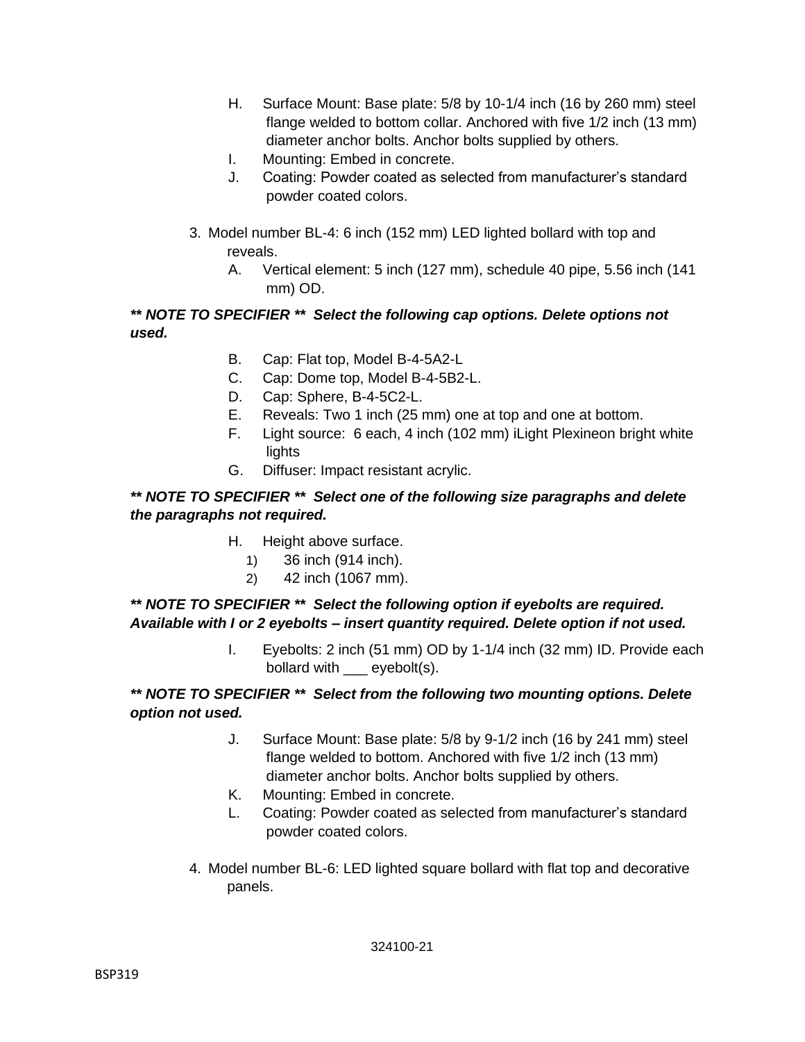H. Surface Mount: Base plate: 5/8 by 10-1/4 inch (16 by 260 mm) steel flange welded to bottom collar. Anchored with five 1/2 inch (13 mm) diameter anchor bolts. Anchor bolts supplied by others.

I. Mounting: Embed in concrete.

J. Coating: Powder coated as selected from manufacturer's standard powder coated colors.

3. Model number BL-4: 6 inch (152 mm) LED lighted bollard with top and reveals.

   A. Vertical element: 5 inch (127 mm), schedule 40 pipe, 5.56 inch (141 mm) OD.

***\*\* NOTE TO SPECIFIER \*\* Select the following cap options. Delete options not used.***

   B. Cap: Flat top, Model B-4-5A2-L

   C. Cap: Dome top, Model B-4-5B2-L.

   D. Cap: Sphere, B-4-5C2-L.

   E. Reveals: Two 1 inch (25 mm) one at top and one at bottom.

   F. Light source: 6 each, 4 inch (102 mm) iLight Plexineon bright white lights

   G. Diffuser: Impact resistant acrylic.

***\*\* NOTE TO SPECIFIER \*\* Select one of the following size paragraphs and delete the paragraphs not required.***

   H. Height above surface.
      1) 36 inch (914 inch).
      2) 42 inch (1067 mm).

***\*\* NOTE TO SPECIFIER \*\* Select the following option if eyebolts are required. Available with I or 2 eyebolts – insert quantity required. Delete option if not used.***

   I. Eyebolts: 2 inch (51 mm) OD by 1-1/4 inch (32 mm) ID. Provide each bollard with ___ eyebolt(s).

***\*\* NOTE TO SPECIFIER \*\* Select from the following two mounting options. Delete option not used.***

   J. Surface Mount: Base plate: 5/8 by 9-1/2 inch (16 by 241 mm) steel flange welded to bottom. Anchored with five 1/2 inch (13 mm) diameter anchor bolts. Anchor bolts supplied by others.

   K. Mounting: Embed in concrete.

   L. Coating: Powder coated as selected from manufacturer's standard powder coated colors.

4. Model number BL-6: LED lighted square bollard with flat top and decorative panels.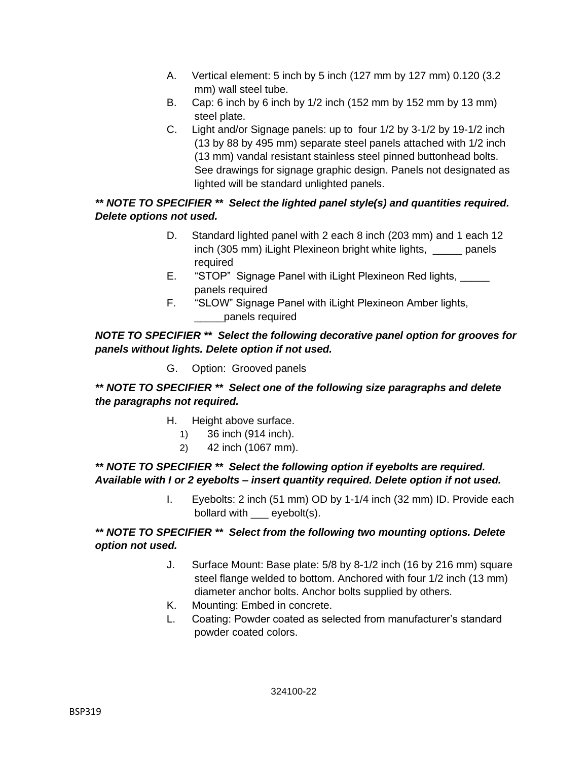A. Vertical element: 5 inch by 5 inch (127 mm by 127 mm) 0.120 (3.2 mm) wall steel tube.
B. Cap: 6 inch by 6 inch by 1/2 inch (152 mm by 152 mm by 13 mm) steel plate.
C. Light and/or Signage panels: up to four 1/2 by 3-1/2 by 19-1/2 inch (13 by 88 by 495 mm) separate steel panels attached with 1/2 inch (13 mm) vandal resistant stainless steel pinned buttonhead bolts. See drawings for signage graphic design. Panels not designated as lighted will be standard unlighted panels.

***\*\* NOTE TO SPECIFIER \*\* Select the lighted panel style(s) and quantities required. Delete options not used.***

D. Standard lighted panel with 2 each 8 inch (203 mm) and 1 each 12 inch (305 mm) iLight Plexineon bright white lights, _____ panels required
E. "STOP" Signage Panel with iLight Plexineon Red lights, _____ panels required
F. "SLOW" Signage Panel with iLight Plexineon Amber lights, _____panels required

***NOTE TO SPECIFIER \*\* Select the following decorative panel option for grooves for panels without lights. Delete option if not used.***

G. Option: Grooved panels

***\*\* NOTE TO SPECIFIER \*\* Select one of the following size paragraphs and delete the paragraphs not required.***

H. Height above surface.
   1) 36 inch (914 inch).
   2) 42 inch (1067 mm).

***\*\* NOTE TO SPECIFIER \*\* Select the following option if eyebolts are required. Available with I or 2 eyebolts – insert quantity required. Delete option if not used.***

I. Eyebolts: 2 inch (51 mm) OD by 1-1/4 inch (32 mm) ID. Provide each bollard with ___ eyebolt(s).

***\*\* NOTE TO SPECIFIER \*\* Select from the following two mounting options. Delete option not used.***

J. Surface Mount: Base plate: 5/8 by 8-1/2 inch (16 by 216 mm) square steel flange welded to bottom. Anchored with four 1/2 inch (13 mm) diameter anchor bolts. Anchor bolts supplied by others.
K. Mounting: Embed in concrete.
L. Coating: Powder coated as selected from manufacturer's standard powder coated colors.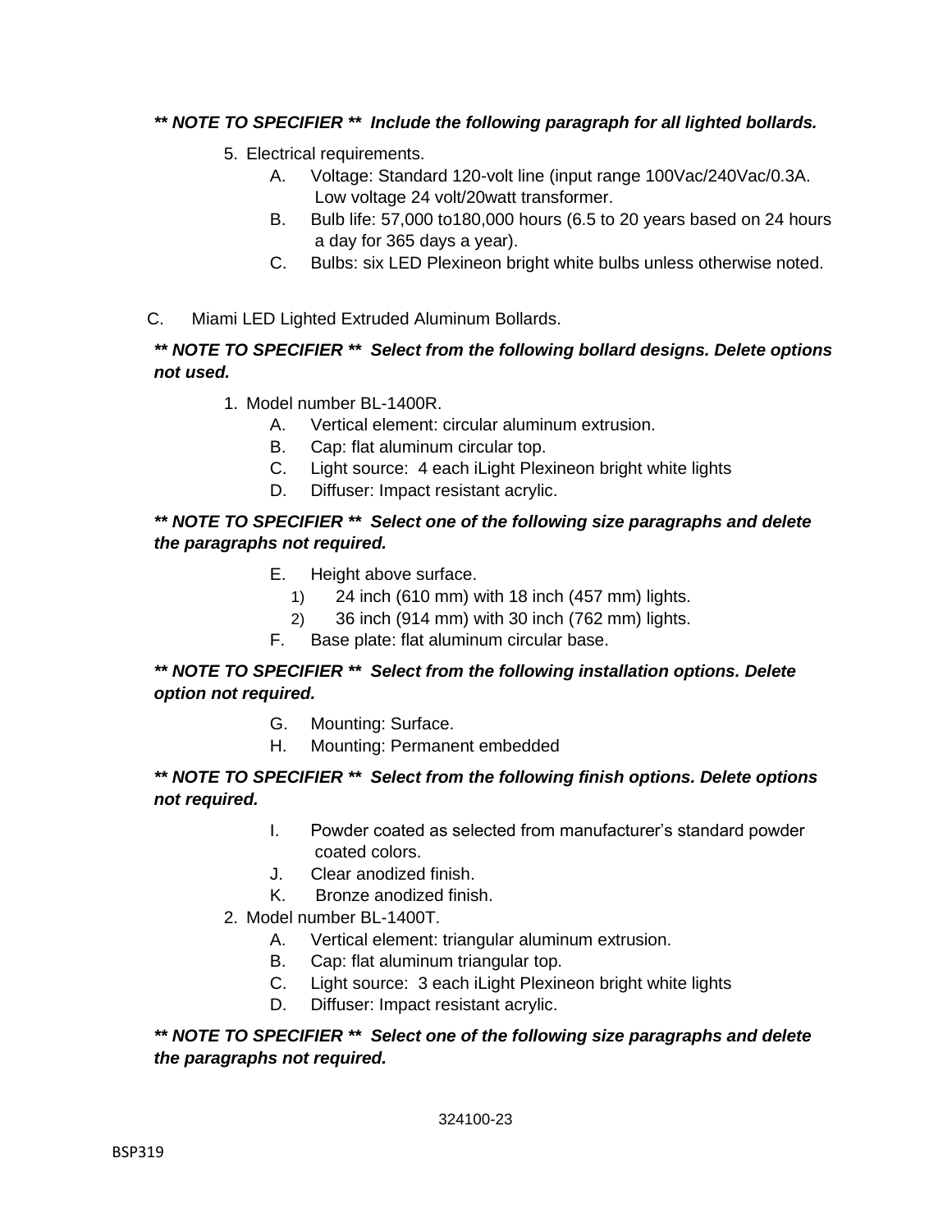***\*\* NOTE TO SPECIFIER \*\* Include the following paragraph for all lighted bollards.***

5. Electrical requirements.
   - A. Voltage: Standard 120-volt line (input range 100Vac/240Vac/0.3A. Low voltage 24 volt/20watt transformer.
   - B. Bulb life: 57,000 to180,000 hours (6.5 to 20 years based on 24 hours a day for 365 days a year).
   - C. Bulbs: six LED Plexineon bright white bulbs unless otherwise noted.

C. Miami LED Lighted Extruded Aluminum Bollards.

***\*\* NOTE TO SPECIFIER \*\* Select from the following bollard designs. Delete options not used.***

1. Model number BL-1400R.
   - A. Vertical element: circular aluminum extrusion.
   - B. Cap: flat aluminum circular top.
   - C. Light source: 4 each iLight Plexineon bright white lights
   - D. Diffuser: Impact resistant acrylic.

***\*\* NOTE TO SPECIFIER \*\* Select one of the following size paragraphs and delete the paragraphs not required.***

   - E. Height above surface.
     1) 24 inch (610 mm) with 18 inch (457 mm) lights.
     2) 36 inch (914 mm) with 30 inch (762 mm) lights.
   - F. Base plate: flat aluminum circular base.

***\*\* NOTE TO SPECIFIER \*\* Select from the following installation options. Delete option not required.***

   - G. Mounting: Surface.
   - H. Mounting: Permanent embedded

***\*\* NOTE TO SPECIFIER \*\* Select from the following finish options. Delete options not required.***

   - I. Powder coated as selected from manufacturer's standard powder coated colors.
   - J. Clear anodized finish.
   - K. Bronze anodized finish.

2. Model number BL-1400T.
   - A. Vertical element: triangular aluminum extrusion.
   - B. Cap: flat aluminum triangular top.
   - C. Light source: 3 each iLight Plexineon bright white lights
   - D. Diffuser: Impact resistant acrylic.

***\*\* NOTE TO SPECIFIER \*\* Select one of the following size paragraphs and delete the paragraphs not required.***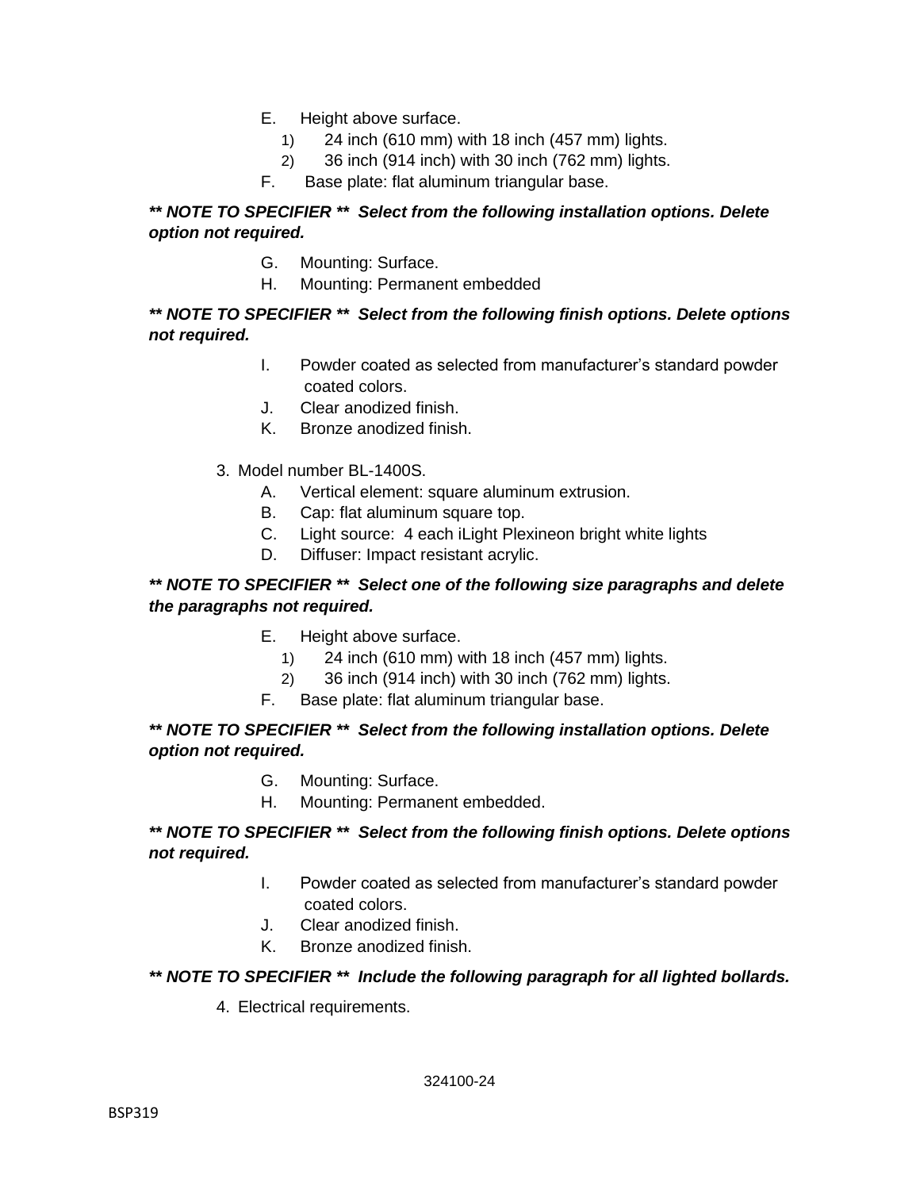E. Height above surface.
   1) 24 inch (610 mm) with 18 inch (457 mm) lights.
   2) 36 inch (914 inch) with 30 inch (762 mm) lights.
F. Base plate: flat aluminum triangular base.

***\*\* NOTE TO SPECIFIER \*\* Select from the following installation options. Delete option not required.***

G. Mounting: Surface.
H. Mounting: Permanent embedded

***\*\* NOTE TO SPECIFIER \*\* Select from the following finish options. Delete options not required.***

I. Powder coated as selected from manufacturer's standard powder coated colors.
J. Clear anodized finish.
K. Bronze anodized finish.

3. Model number BL-1400S.
   A. Vertical element: square aluminum extrusion.
   B. Cap: flat aluminum square top.
   C. Light source: 4 each iLight Plexineon bright white lights
   D. Diffuser: Impact resistant acrylic.

***\*\* NOTE TO SPECIFIER \*\* Select one of the following size paragraphs and delete the paragraphs not required.***

E. Height above surface.
   1) 24 inch (610 mm) with 18 inch (457 mm) lights.
   2) 36 inch (914 inch) with 30 inch (762 mm) lights.
F. Base plate: flat aluminum triangular base.

***\*\* NOTE TO SPECIFIER \*\* Select from the following installation options. Delete option not required.***

G. Mounting: Surface.
H. Mounting: Permanent embedded.

***\*\* NOTE TO SPECIFIER \*\* Select from the following finish options. Delete options not required.***

I. Powder coated as selected from manufacturer's standard powder coated colors.
J. Clear anodized finish.
K. Bronze anodized finish.

***\*\* NOTE TO SPECIFIER \*\* Include the following paragraph for all lighted bollards.***

4. Electrical requirements.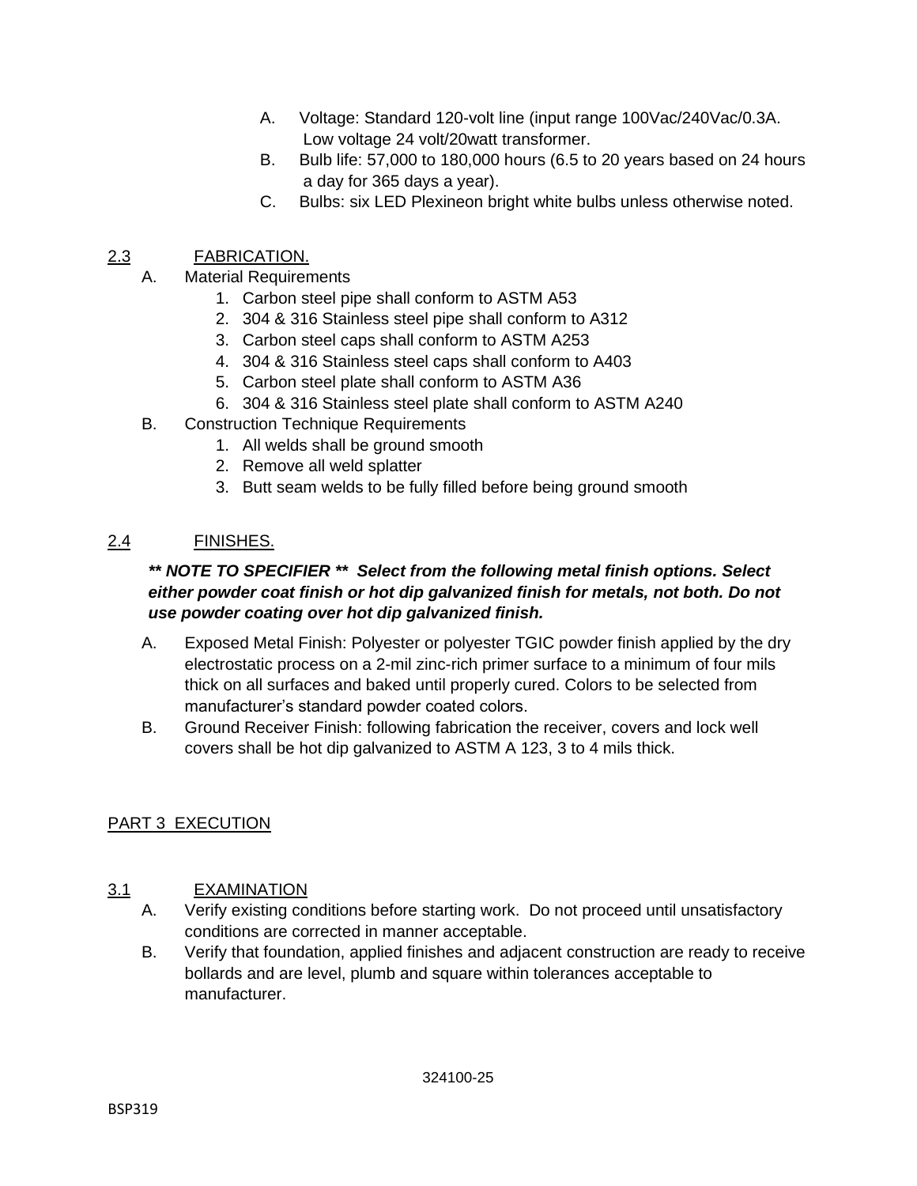A. Voltage: Standard 120-volt line (input range 100Vac/240Vac/0.3A. Low voltage 24 volt/20watt transformer.

B. Bulb life: 57,000 to 180,000 hours (6.5 to 20 years based on 24 hours a day for 365 days a year).

C. Bulbs: six LED Plexineon bright white bulbs unless otherwise noted.

## 2.3 FABRICATION.

A. Material Requirements

1. Carbon steel pipe shall conform to ASTM A53
2. 304 & 316 Stainless steel pipe shall conform to A312
3. Carbon steel caps shall conform to ASTM A253
4. 304 & 316 Stainless steel caps shall conform to A403
5. Carbon steel plate shall conform to ASTM A36
6. 304 & 316 Stainless steel plate shall conform to ASTM A240

B. Construction Technique Requirements

1. All welds shall be ground smooth
2. Remove all weld splatter
3. Butt seam welds to be fully filled before being ground smooth

## 2.4 FINISHES.

***** NOTE TO SPECIFIER ** Select from the following metal finish options. Select either powder coat finish or hot dip galvanized finish for metals, not both. Do not use powder coating over hot dip galvanized finish.***

A. Exposed Metal Finish: Polyester or polyester TGIC powder finish applied by the dry electrostatic process on a 2-mil zinc-rich primer surface to a minimum of four mils thick on all surfaces and baked until properly cured. Colors to be selected from manufacturer's standard powder coated colors.

B. Ground Receiver Finish: following fabrication the receiver, covers and lock well covers shall be hot dip galvanized to ASTM A 123, 3 to 4 mils thick.

# PART 3 EXECUTION

## 3.1 EXAMINATION

A. Verify existing conditions before starting work. Do not proceed until unsatisfactory conditions are corrected in manner acceptable.

B. Verify that foundation, applied finishes and adjacent construction are ready to receive bollards and are level, plumb and square within tolerances acceptable to manufacturer.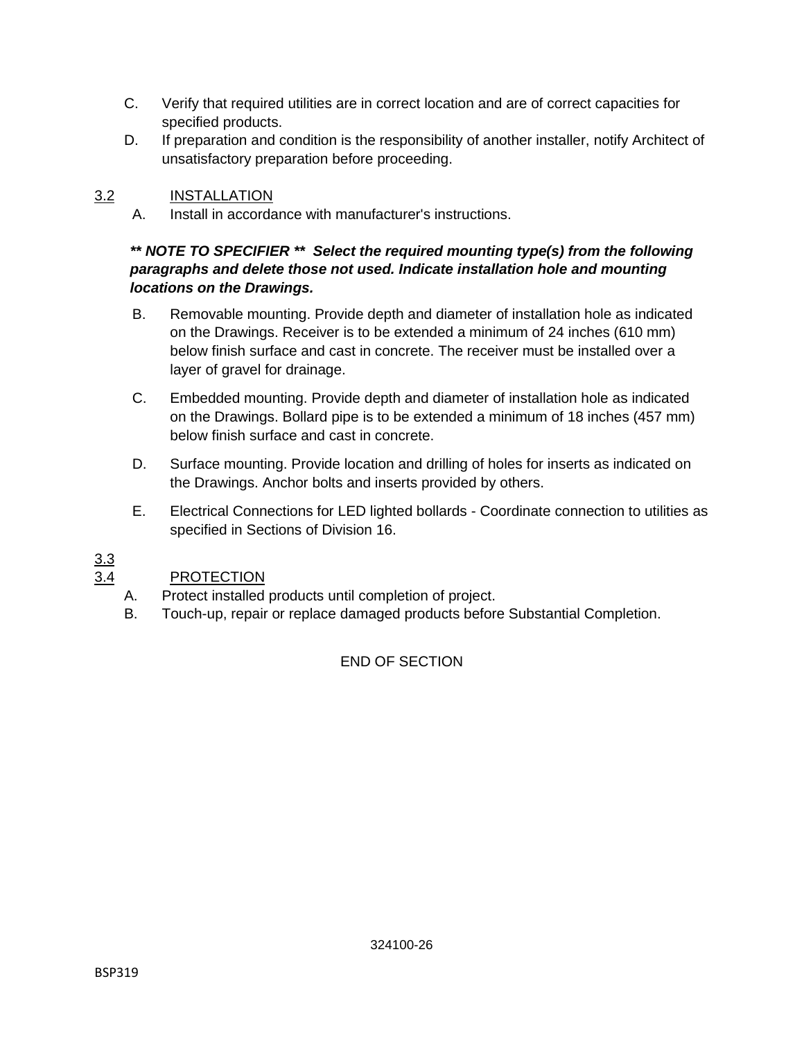C. Verify that required utilities are in correct location and are of correct capacities for specified products.

D. If preparation and condition is the responsibility of another installer, notify Architect of unsatisfactory preparation before proceeding.

3.2 INSTALLATION

A. Install in accordance with manufacturer's instructions.

***** NOTE TO SPECIFIER ** Select the required mounting type(s) from the following paragraphs and delete those not used. Indicate installation hole and mounting locations on the Drawings.***

B. Removable mounting. Provide depth and diameter of installation hole as indicated on the Drawings. Receiver is to be extended a minimum of 24 inches (610 mm) below finish surface and cast in concrete. The receiver must be installed over a layer of gravel for drainage.

C. Embedded mounting. Provide depth and diameter of installation hole as indicated on the Drawings. Bollard pipe is to be extended a minimum of 18 inches (457 mm) below finish surface and cast in concrete.

D. Surface mounting. Provide location and drilling of holes for inserts as indicated on the Drawings. Anchor bolts and inserts provided by others.

E. Electrical Connections for LED lighted bollards - Coordinate connection to utilities as specified in Sections of Division 16.

3.3

3.4 PROTECTION

A. Protect installed products until completion of project.

B. Touch-up, repair or replace damaged products before Substantial Completion.

END OF SECTION